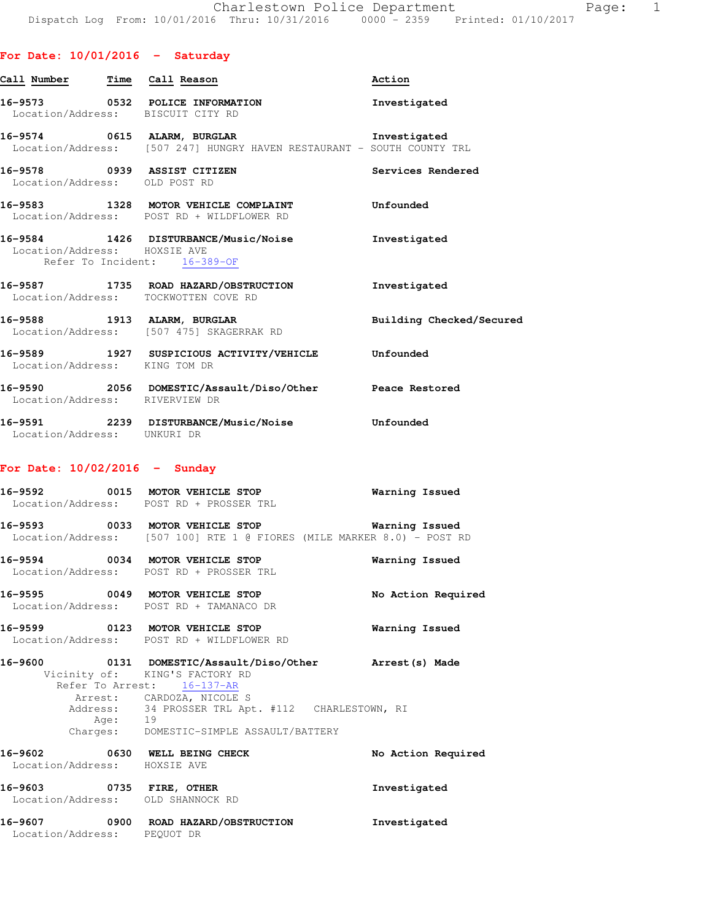# Charlestown Police Department

Dispatch Log From: 10/01/2016 Thru: 10/31/2016 0000 - 2359 Printed: 01/10/2017

## For Date: 10/01/2016 - Saturday

| Call Number | Time | Call Reason | Action |
|---|---|---|---|

**16-9573** 0532 **POLICE INFORMATION** — Investigated
Location/Address: BISCUIT CITY RD

**16-9574** 0615 **ALARM, BURGLAR** — Investigated
Location/Address: [507 247] HUNGRY HAVEN RESTAURANT - SOUTH COUNTY TRL

**16-9578** 0939 **ASSIST CITIZEN** — Services Rendered
Location/Address: OLD POST RD

**16-9583** 1328 **MOTOR VEHICLE COMPLAINT** — Unfounded
Location/Address: POST RD + WILDFLOWER RD

**16-9584** 1426 **DISTURBANCE/Music/Noise** — Investigated
Location/Address: HOXSIE AVE
Refer To Incident: 16-389-OF

**16-9587** 1735 **ROAD HAZARD/OBSTRUCTION** — Investigated
Location/Address: TOCKWOTTEN COVE RD

**16-9588** 1913 **ALARM, BURGLAR** — Building Checked/Secured
Location/Address: [507 475] SKAGERRAK RD

**16-9589** 1927 **SUSPICIOUS ACTIVITY/VEHICLE** — Unfounded
Location/Address: KING TOM DR

**16-9590** 2056 **DOMESTIC/Assault/Diso/Other** — Peace Restored
Location/Address: RIVERVIEW DR

**16-9591** 2239 **DISTURBANCE/Music/Noise** — Unfounded
Location/Address: UNKURI DR

## For Date: 10/02/2016 - Sunday

**16-9592** 0015 **MOTOR VEHICLE STOP** — Warning Issued
Location/Address: POST RD + PROSSER TRL

**16-9593** 0033 **MOTOR VEHICLE STOP** — Warning Issued
Location/Address: [507 100] RTE 1 @ FIORES (MILE MARKER 8.0) - POST RD

**16-9594** 0034 **MOTOR VEHICLE STOP** — Warning Issued
Location/Address: POST RD + PROSSER TRL

**16-9595** 0049 **MOTOR VEHICLE STOP** — No Action Required
Location/Address: POST RD + TAMANACO DR

**16-9599** 0123 **MOTOR VEHICLE STOP** — Warning Issued
Location/Address: POST RD + WILDFLOWER RD

**16-9600** 0131 **DOMESTIC/Assault/Diso/Other** — Arrest(s) Made
Vicinity of: KING'S FACTORY RD
Refer To Arrest: 16-137-AR
Arrest: CARDOZA, NICOLE S
Address: 34 PROSSER TRL Apt. #112 CHARLESTOWN, RI
Age: 19
Charges: DOMESTIC-SIMPLE ASSAULT/BATTERY

**16-9602** 0630 **WELL BEING CHECK** — No Action Required
Location/Address: HOXSIE AVE

**16-9603** 0735 **FIRE, OTHER** — Investigated
Location/Address: OLD SHANNOCK RD

**16-9607** 0900 **ROAD HAZARD/OBSTRUCTION** — Investigated
Location/Address: PEQUOT DR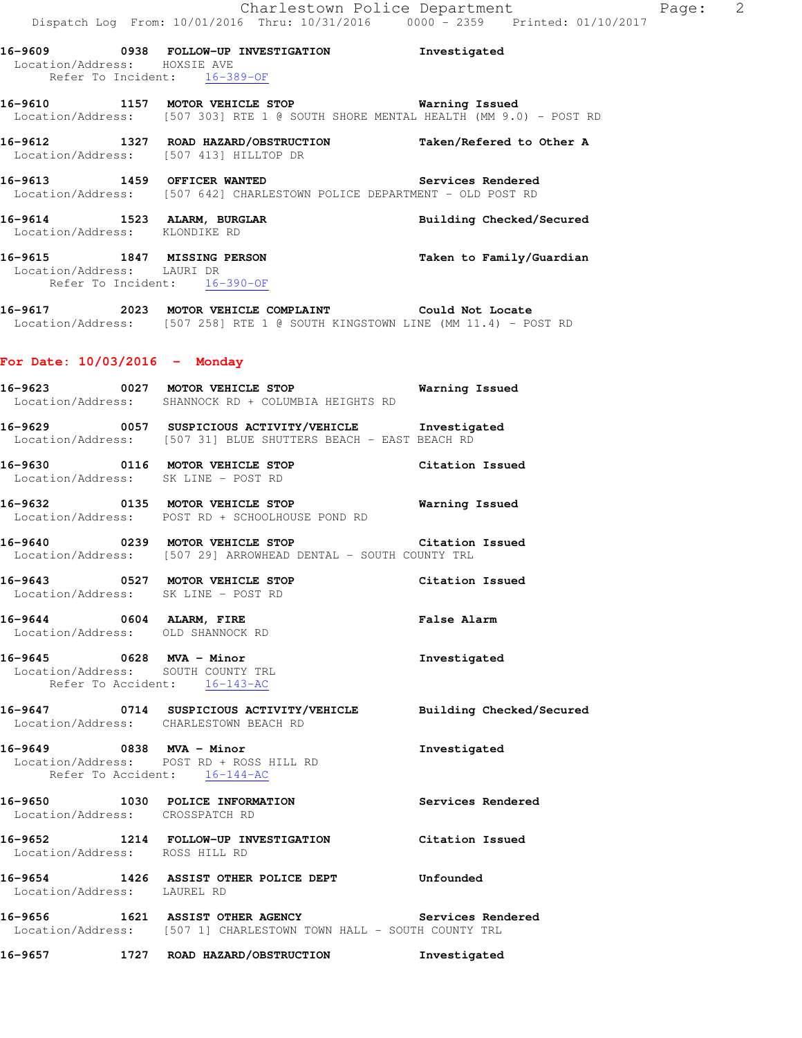**16-9609** 0938 **FOLLOW-UP INVESTIGATION** **Investigated**
Location/Address: HOXSIE AVE
Refer To Incident: 16-389-OF

**16-9610** 1157 **MOTOR VEHICLE STOP** **Warning Issued**
Location/Address: [507 303] RTE 1 @ SOUTH SHORE MENTAL HEALTH (MM 9.0) - POST RD

**16-9612** 1327 **ROAD HAZARD/OBSTRUCTION** **Taken/Refered to Other A**
Location/Address: [507 413] HILLTOP DR

**16-9613** 1459 **OFFICER WANTED** **Services Rendered**
Location/Address: [507 642] CHARLESTOWN POLICE DEPARTMENT - OLD POST RD

**16-9614** 1523 **ALARM, BURGLAR** **Building Checked/Secured**
Location/Address: KLONDIKE RD

**16-9615** 1847 **MISSING PERSON** **Taken to Family/Guardian**
Location/Address: LAURI DR
Refer To Incident: 16-390-OF

**16-9617** 2023 **MOTOR VEHICLE COMPLAINT** **Could Not Locate**
Location/Address: [507 258] RTE 1 @ SOUTH KINGSTOWN LINE (MM 11.4) - POST RD

## For Date: 10/03/2016 - Monday

**16-9623** 0027 **MOTOR VEHICLE STOP** **Warning Issued**
Location/Address: SHANNOCK RD + COLUMBIA HEIGHTS RD

**16-9629** 0057 **SUSPICIOUS ACTIVITY/VEHICLE** **Investigated**
Location/Address: [507 31] BLUE SHUTTERS BEACH - EAST BEACH RD

**16-9630** 0116 **MOTOR VEHICLE STOP** **Citation Issued**
Location/Address: SK LINE - POST RD

**16-9632** 0135 **MOTOR VEHICLE STOP** **Warning Issued**
Location/Address: POST RD + SCHOOLHOUSE POND RD

**16-9640** 0239 **MOTOR VEHICLE STOP** **Citation Issued**
Location/Address: [507 29] ARROWHEAD DENTAL - SOUTH COUNTY TRL

**16-9643** 0527 **MOTOR VEHICLE STOP** **Citation Issued**
Location/Address: SK LINE - POST RD

**16-9644** 0604 **ALARM, FIRE** **False Alarm**
Location/Address: OLD SHANNOCK RD

**16-9645** 0628 **MVA - Minor** **Investigated**
Location/Address: SOUTH COUNTY TRL
Refer To Accident: 16-143-AC

**16-9647** 0714 **SUSPICIOUS ACTIVITY/VEHICLE** **Building Checked/Secured**
Location/Address: CHARLESTOWN BEACH RD

**16-9649** 0838 **MVA - Minor** **Investigated**
Location/Address: POST RD + ROSS HILL RD
Refer To Accident: 16-144-AC

**16-9650** 1030 **POLICE INFORMATION** **Services Rendered**
Location/Address: CROSSPATCH RD

**16-9652** 1214 **FOLLOW-UP INVESTIGATION** **Citation Issued**
Location/Address: ROSS HILL RD

**16-9654** 1426 **ASSIST OTHER POLICE DEPT** **Unfounded**
Location/Address: LAUREL RD

**16-9656** 1621 **ASSIST OTHER AGENCY** **Services Rendered**
Location/Address: [507 1] CHARLESTOWN TOWN HALL - SOUTH COUNTY TRL

**16-9657** 1727 **ROAD HAZARD/OBSTRUCTION** **Investigated**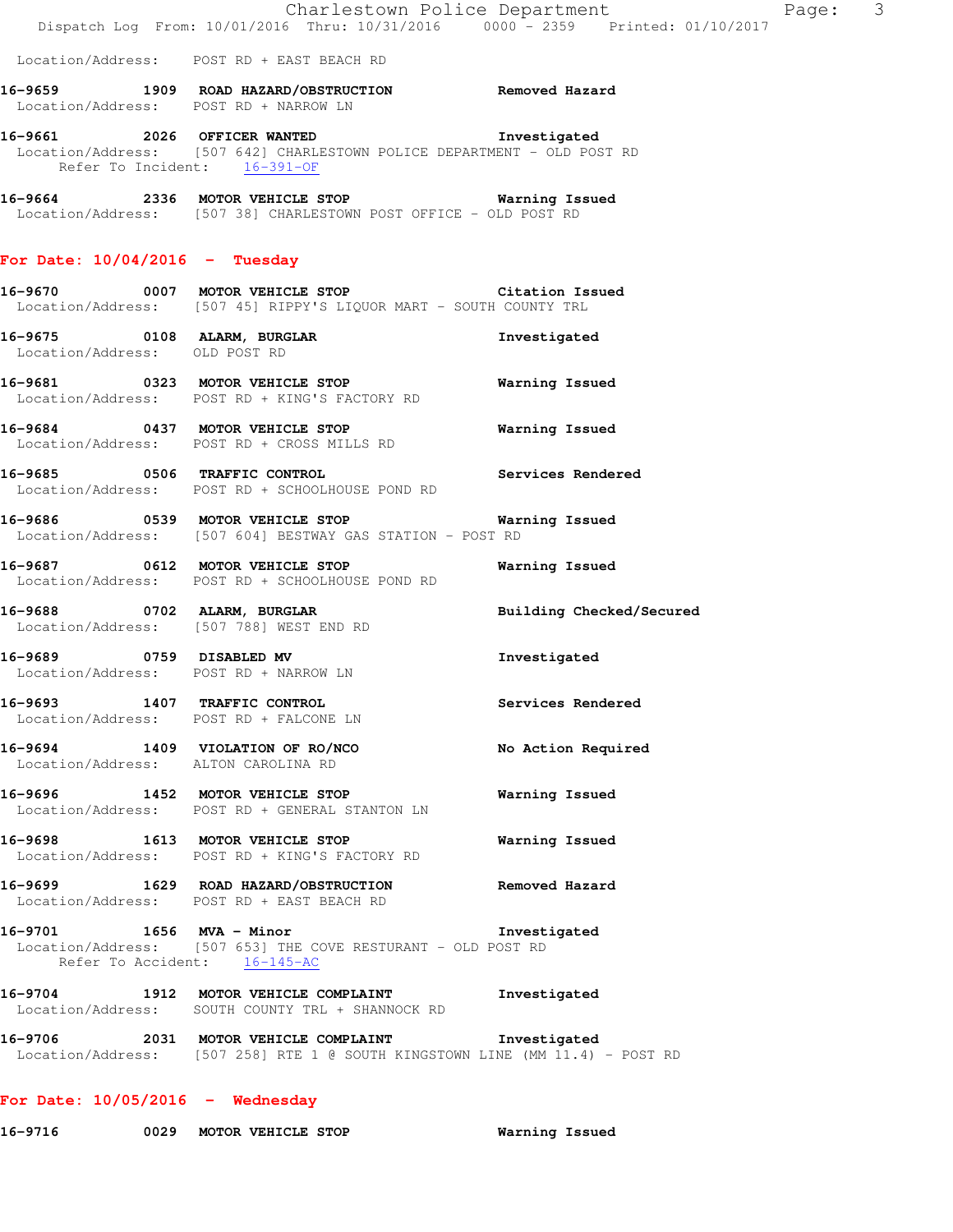Location/Address: POST RD + EAST BEACH RD

**16-9659 1909 ROAD HAZARD/OBSTRUCTION** Removed Hazard
Location/Address: POST RD + NARROW LN

**16-9661 2026 OFFICER WANTED** Investigated
Location/Address: [507 642] CHARLESTOWN POLICE DEPARTMENT - OLD POST RD
Refer To Incident: 16-391-OF

**16-9664 2336 MOTOR VEHICLE STOP** Warning Issued
Location/Address: [507 38] CHARLESTOWN POST OFFICE - OLD POST RD

## For Date: 10/04/2016 - Tuesday

**16-9670 0007 MOTOR VEHICLE STOP** Citation Issued
Location/Address: [507 45] RIPPY'S LIQUOR MART - SOUTH COUNTY TRL

**16-9675 0108 ALARM, BURGLAR** Investigated
Location/Address: OLD POST RD

**16-9681 0323 MOTOR VEHICLE STOP** Warning Issued
Location/Address: POST RD + KING'S FACTORY RD

**16-9684 0437 MOTOR VEHICLE STOP** Warning Issued
Location/Address: POST RD + CROSS MILLS RD

**16-9685 0506 TRAFFIC CONTROL** Services Rendered
Location/Address: POST RD + SCHOOLHOUSE POND RD

**16-9686 0539 MOTOR VEHICLE STOP** Warning Issued
Location/Address: [507 604] BESTWAY GAS STATION - POST RD

**16-9687 0612 MOTOR VEHICLE STOP** Warning Issued
Location/Address: POST RD + SCHOOLHOUSE POND RD

**16-9688 0702 ALARM, BURGLAR** Building Checked/Secured
Location/Address: [507 788] WEST END RD

**16-9689 0759 DISABLED MV** Investigated
Location/Address: POST RD + NARROW LN

**16-9693 1407 TRAFFIC CONTROL** Services Rendered
Location/Address: POST RD + FALCONE LN

**16-9694 1409 VIOLATION OF RO/NCO** No Action Required
Location/Address: ALTON CAROLINA RD

**16-9696 1452 MOTOR VEHICLE STOP** Warning Issued
Location/Address: POST RD + GENERAL STANTON LN

**16-9698 1613 MOTOR VEHICLE STOP** Warning Issued
Location/Address: POST RD + KING'S FACTORY RD

**16-9699 1629 ROAD HAZARD/OBSTRUCTION** Removed Hazard
Location/Address: POST RD + EAST BEACH RD

**16-9701 1656 MVA - Minor** Investigated
Location/Address: [507 653] THE COVE RESTURANT - OLD POST RD
Refer To Accident: 16-145-AC

**16-9704 1912 MOTOR VEHICLE COMPLAINT** Investigated
Location/Address: SOUTH COUNTY TRL + SHANNOCK RD

**16-9706 2031 MOTOR VEHICLE COMPLAINT** Investigated
Location/Address: [507 258] RTE 1 @ SOUTH KINGSTOWN LINE (MM 11.4) - POST RD

## For Date: 10/05/2016 - Wednesday

**16-9716 0029 MOTOR VEHICLE STOP** Warning Issued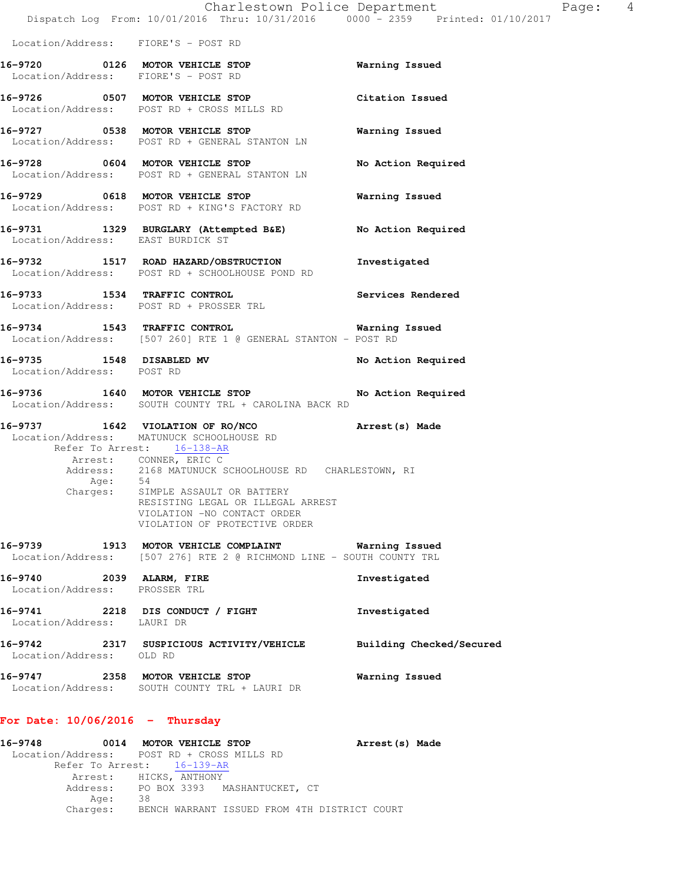Location/Address: FIORE'S - POST RD

**16-9720 0126 MOTOR VEHICLE STOP** Warning Issued
Location/Address: FIORE'S - POST RD

**16-9726 0507 MOTOR VEHICLE STOP** Citation Issued
Location/Address: POST RD + CROSS MILLS RD

**16-9727 0538 MOTOR VEHICLE STOP** Warning Issued
Location/Address: POST RD + GENERAL STANTON LN

**16-9728 0604 MOTOR VEHICLE STOP** No Action Required
Location/Address: POST RD + GENERAL STANTON LN

**16-9729 0618 MOTOR VEHICLE STOP** Warning Issued
Location/Address: POST RD + KING'S FACTORY RD

**16-9731 1329 BURGLARY (Attempted B&E)** No Action Required
Location/Address: EAST BURDICK ST

**16-9732 1517 ROAD HAZARD/OBSTRUCTION** Investigated
Location/Address: POST RD + SCHOOLHOUSE POND RD

**16-9733 1534 TRAFFIC CONTROL** Services Rendered
Location/Address: POST RD + PROSSER TRL

**16-9734 1543 TRAFFIC CONTROL** Warning Issued
Location/Address: [507 260] RTE 1 @ GENERAL STANTON - POST RD

**16-9735 1548 DISABLED MV** No Action Required
Location/Address: POST RD

**16-9736 1640 MOTOR VEHICLE STOP** No Action Required
Location/Address: SOUTH COUNTY TRL + CAROLINA BACK RD

**16-9737 1642 VIOLATION OF RO/NCO** Arrest(s) Made
Location/Address: MATUNUCK SCHOOLHOUSE RD
Refer To Arrest: 16-138-AR
Arrest: CONNER, ERIC C
Address: 2168 MATUNUCK SCHOOLHOUSE RD CHARLESTOWN, RI
Age: 54
Charges: SIMPLE ASSAULT OR BATTERY
RESISTING LEGAL OR ILLEGAL ARREST
VIOLATION -NO CONTACT ORDER
VIOLATION OF PROTECTIVE ORDER

**16-9739 1913 MOTOR VEHICLE COMPLAINT** Warning Issued
Location/Address: [507 276] RTE 2 @ RICHMOND LINE - SOUTH COUNTY TRL

**16-9740 2039 ALARM, FIRE** Investigated
Location/Address: PROSSER TRL

**16-9741 2218 DIS CONDUCT / FIGHT** Investigated
Location/Address: LAURI DR

**16-9742 2317 SUSPICIOUS ACTIVITY/VEHICLE** Building Checked/Secured
Location/Address: OLD RD

**16-9747 2358 MOTOR VEHICLE STOP** Warning Issued
Location/Address: SOUTH COUNTY TRL + LAURI DR

## For Date: 10/06/2016 - Thursday

**16-9748 0014 MOTOR VEHICLE STOP** Arrest(s) Made
Location/Address: POST RD + CROSS MILLS RD
Refer To Arrest: 16-139-AR
Arrest: HICKS, ANTHONY
Address: PO BOX 3393 MASHANTUCKET, CT
Age: 38
Charges: BENCH WARRANT ISSUED FROM 4TH DISTRICT COURT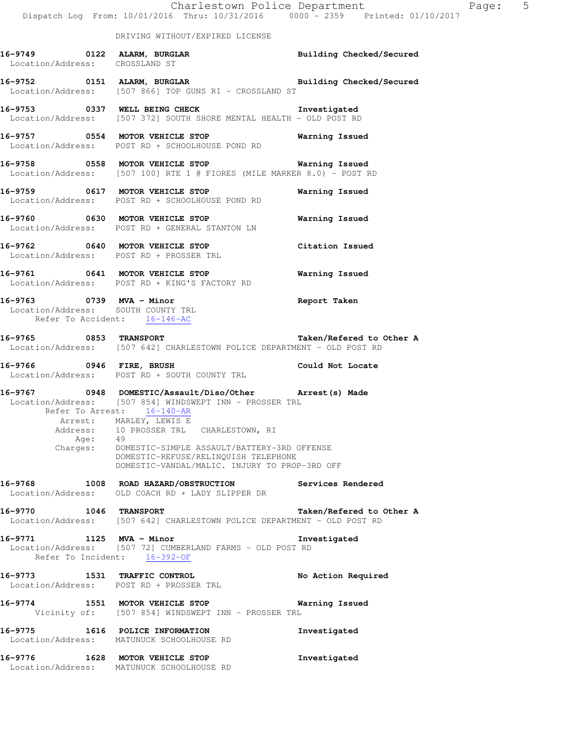DRIVING WITHOUT/EXPIRED LICENSE

**16-9749 0122 ALARM, BURGLAR** — Building Checked/Secured
Location/Address: CROSSLAND ST

**16-9752 0151 ALARM, BURGLAR** — Building Checked/Secured
Location/Address: [507 866] TOP GUNS RI - CROSSLAND ST

**16-9753 0337 WELL BEING CHECK** — Investigated
Location/Address: [507 372] SOUTH SHORE MENTAL HEALTH - OLD POST RD

**16-9757 0554 MOTOR VEHICLE STOP** — Warning Issued
Location/Address: POST RD + SCHOOLHOUSE POND RD

**16-9758 0558 MOTOR VEHICLE STOP** — Warning Issued
Location/Address: [507 100] RTE 1 @ FIORES (MILE MARKER 8.0) - POST RD

**16-9759 0617 MOTOR VEHICLE STOP** — Warning Issued
Location/Address: POST RD + SCHOOLHOUSE POND RD

**16-9760 0630 MOTOR VEHICLE STOP** — Warning Issued
Location/Address: POST RD + GENERAL STANTON LN

**16-9762 0640 MOTOR VEHICLE STOP** — Citation Issued
Location/Address: POST RD + PROSSER TRL

**16-9761 0641 MOTOR VEHICLE STOP** — Warning Issued
Location/Address: POST RD + KING'S FACTORY RD

**16-9763 0739 MVA - Minor** — Report Taken
Location/Address: SOUTH COUNTY TRL
Refer To Accident: 16-146-AC

**16-9765 0853 TRANSPORT** — Taken/Refered to Other A
Location/Address: [507 642] CHARLESTOWN POLICE DEPARTMENT - OLD POST RD

**16-9766 0946 FIRE, BRUSH** — Could Not Locate
Location/Address: POST RD + SOUTH COUNTY TRL

**16-9767 0948 DOMESTIC/Assault/Diso/Other** — Arrest(s) Made
Location/Address: [507 854] WINDSWEPT INN - PROSSER TRL
Refer To Arrest: 16-140-AR
Arrest: MARLEY, LEWIS E
Address: 10 PROSSER TRL CHARLESTOWN, RI
Age: 49
Charges: DOMESTIC-SIMPLE ASSAULT/BATTERY-3RD OFFENSE
DOMESTIC-REFUSE/RELINQUISH TELEPHONE
DOMESTIC-VANDAL/MALIC. INJURY TO PROP-3RD OFF

**16-9768 1008 ROAD HAZARD/OBSTRUCTION** — Services Rendered
Location/Address: OLD COACH RD + LADY SLIPPER DR

**16-9770 1046 TRANSPORT** — Taken/Refered to Other A
Location/Address: [507 642] CHARLESTOWN POLICE DEPARTMENT - OLD POST RD

**16-9771 1125 MVA - Minor** — Investigated
Location/Address: [507 72] CUMBERLAND FARMS - OLD POST RD
Refer To Incident: 16-392-OF

**16-9773 1531 TRAFFIC CONTROL** — No Action Required
Location/Address: POST RD + PROSSER TRL

**16-9774 1551 MOTOR VEHICLE STOP** — Warning Issued
Vicinity of: [507 854] WINDSWEPT INN - PROSSER TRL

**16-9775 1616 POLICE INFORMATION** — Investigated
Location/Address: MATUNUCK SCHOOLHOUSE RD

**16-9776 1628 MOTOR VEHICLE STOP** — Investigated
Location/Address: MATUNUCK SCHOOLHOUSE RD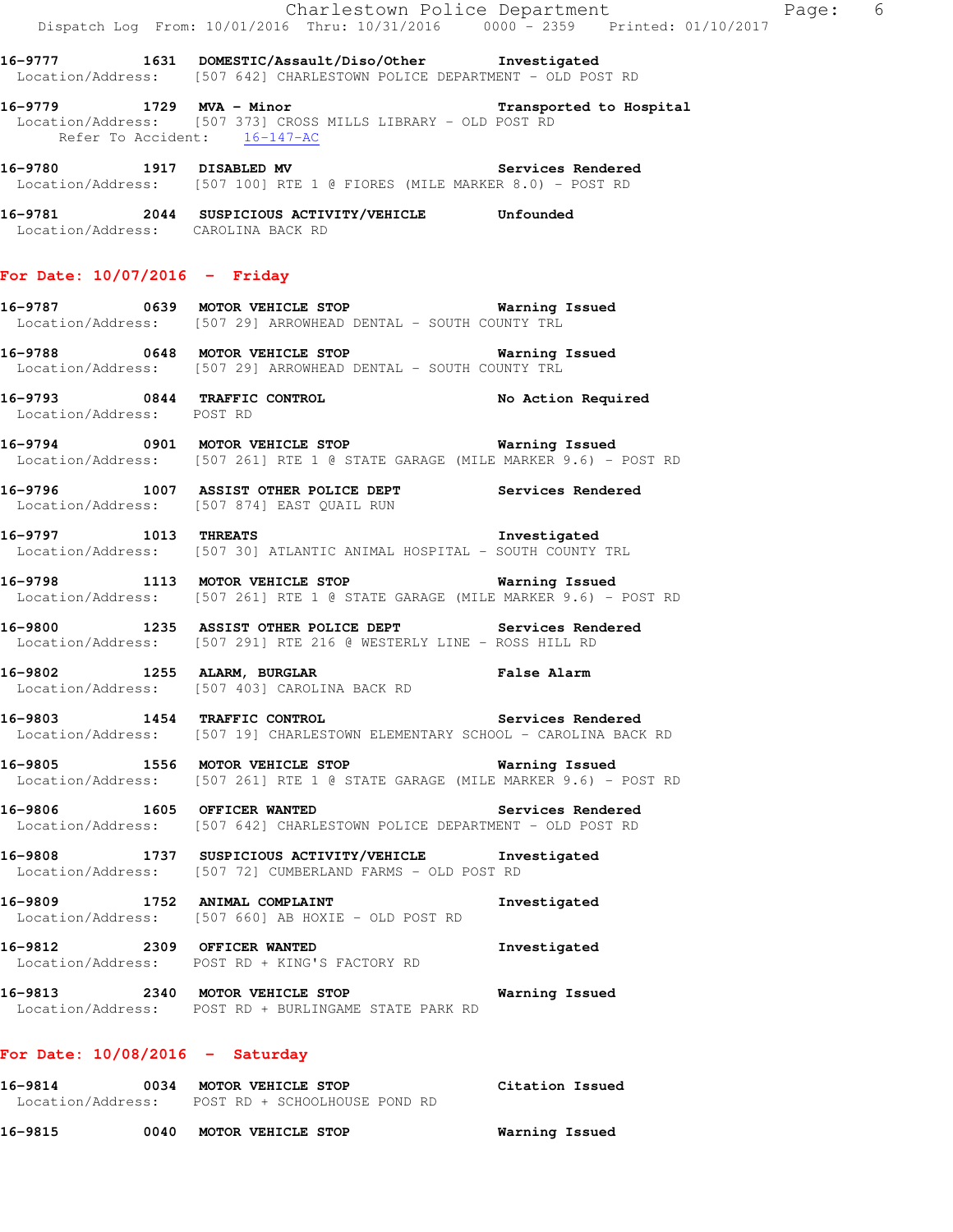16-9777 1631 DOMESTIC/Assault/Diso/Other Investigated
Location/Address: [507 642] CHARLESTOWN POLICE DEPARTMENT - OLD POST RD

16-9779 1729 MVA - Minor Transported to Hospital
Location/Address: [507 373] CROSS MILLS LIBRARY - OLD POST RD
Refer To Accident: 16-147-AC

16-9780 1917 DISABLED MV Services Rendered
Location/Address: [507 100] RTE 1 @ FIORES (MILE MARKER 8.0) - POST RD

16-9781 2044 SUSPICIOUS ACTIVITY/VEHICLE Unfounded
Location/Address: CAROLINA BACK RD

## For Date: 10/07/2016 - Friday

16-9787 0639 MOTOR VEHICLE STOP Warning Issued
Location/Address: [507 29] ARROWHEAD DENTAL - SOUTH COUNTY TRL

16-9788 0648 MOTOR VEHICLE STOP Warning Issued
Location/Address: [507 29] ARROWHEAD DENTAL - SOUTH COUNTY TRL

16-9793 0844 TRAFFIC CONTROL No Action Required
Location/Address: POST RD

16-9794 0901 MOTOR VEHICLE STOP Warning Issued
Location/Address: [507 261] RTE 1 @ STATE GARAGE (MILE MARKER 9.6) - POST RD

16-9796 1007 ASSIST OTHER POLICE DEPT Services Rendered
Location/Address: [507 874] EAST QUAIL RUN

16-9797 1013 THREATS Investigated
Location/Address: [507 30] ATLANTIC ANIMAL HOSPITAL - SOUTH COUNTY TRL

16-9798 1113 MOTOR VEHICLE STOP Warning Issued
Location/Address: [507 261] RTE 1 @ STATE GARAGE (MILE MARKER 9.6) - POST RD

16-9800 1235 ASSIST OTHER POLICE DEPT Services Rendered
Location/Address: [507 291] RTE 216 @ WESTERLY LINE - ROSS HILL RD

16-9802 1255 ALARM, BURGLAR False Alarm
Location/Address: [507 403] CAROLINA BACK RD

16-9803 1454 TRAFFIC CONTROL Services Rendered
Location/Address: [507 19] CHARLESTOWN ELEMENTARY SCHOOL - CAROLINA BACK RD

16-9805 1556 MOTOR VEHICLE STOP Warning Issued
Location/Address: [507 261] RTE 1 @ STATE GARAGE (MILE MARKER 9.6) - POST RD

16-9806 1605 OFFICER WANTED Services Rendered
Location/Address: [507 642] CHARLESTOWN POLICE DEPARTMENT - OLD POST RD

16-9808 1737 SUSPICIOUS ACTIVITY/VEHICLE Investigated
Location/Address: [507 72] CUMBERLAND FARMS - OLD POST RD

16-9809 1752 ANIMAL COMPLAINT Investigated
Location/Address: [507 660] AB HOXIE - OLD POST RD

16-9812 2309 OFFICER WANTED Investigated
Location/Address: POST RD + KING'S FACTORY RD

16-9813 2340 MOTOR VEHICLE STOP Warning Issued
Location/Address: POST RD + BURLINGAME STATE PARK RD

## For Date: 10/08/2016 - Saturday

16-9814 0034 MOTOR VEHICLE STOP Citation Issued
Location/Address: POST RD + SCHOOLHOUSE POND RD

16-9815 0040 MOTOR VEHICLE STOP Warning Issued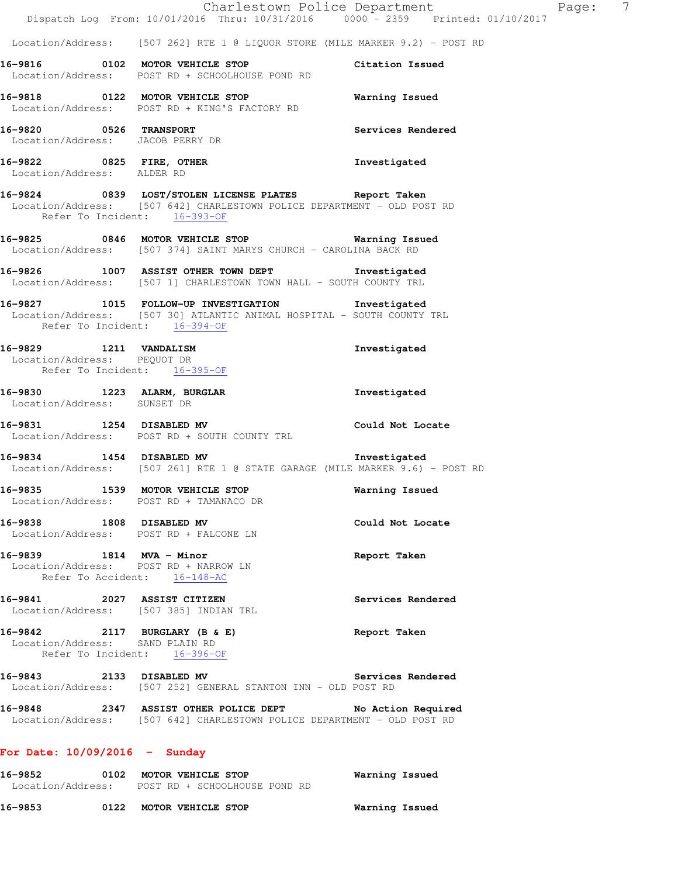Location/Address: [507 262] RTE 1 @ LIQUOR STORE (MILE MARKER 9.2) - POST RD

**16-9816 0102 MOTOR VEHICLE STOP** Citation Issued
Location/Address: POST RD + SCHOOLHOUSE POND RD

**16-9818 0122 MOTOR VEHICLE STOP** Warning Issued
Location/Address: POST RD + KING'S FACTORY RD

**16-9820 0526 TRANSPORT** Services Rendered
Location/Address: JACOB PERRY DR

**16-9822 0825 FIRE, OTHER** Investigated
Location/Address: ALDER RD

**16-9824 0839 LOST/STOLEN LICENSE PLATES** Report Taken
Location/Address: [507 642] CHARLESTOWN POLICE DEPARTMENT - OLD POST RD
Refer To Incident: 16-393-OF

**16-9825 0846 MOTOR VEHICLE STOP** Warning Issued
Location/Address: [507 374] SAINT MARYS CHURCH - CAROLINA BACK RD

**16-9826 1007 ASSIST OTHER TOWN DEPT** Investigated
Location/Address: [507 1] CHARLESTOWN TOWN HALL - SOUTH COUNTY TRL

**16-9827 1015 FOLLOW-UP INVESTIGATION** Investigated
Location/Address: [507 30] ATLANTIC ANIMAL HOSPITAL - SOUTH COUNTY TRL
Refer To Incident: 16-394-OF

**16-9829 1211 VANDALISM** Investigated
Location/Address: PEQUOT DR
Refer To Incident: 16-395-OF

**16-9830 1223 ALARM, BURGLAR** Investigated
Location/Address: SUNSET DR

**16-9831 1254 DISABLED MV** Could Not Locate
Location/Address: POST RD + SOUTH COUNTY TRL

**16-9834 1454 DISABLED MV** Investigated
Location/Address: [507 261] RTE 1 @ STATE GARAGE (MILE MARKER 9.6) - POST RD

**16-9835 1539 MOTOR VEHICLE STOP** Warning Issued
Location/Address: POST RD + TAMANACO DR

**16-9838 1808 DISABLED MV** Could Not Locate
Location/Address: POST RD + FALCONE LN

**16-9839 1814 MVA - Minor** Report Taken
Location/Address: POST RD + NARROW LN
Refer To Accident: 16-148-AC

**16-9841 2027 ASSIST CITIZEN** Services Rendered
Location/Address: [507 385] INDIAN TRL

**16-9842 2117 BURGLARY (B & E)** Report Taken
Location/Address: SAND PLAIN RD
Refer To Incident: 16-396-OF

**16-9843 2133 DISABLED MV** Services Rendered
Location/Address: [507 252] GENERAL STANTON INN - OLD POST RD

**16-9848 2347 ASSIST OTHER POLICE DEPT** No Action Required
Location/Address: [507 642] CHARLESTOWN POLICE DEPARTMENT - OLD POST RD

## For Date: 10/09/2016 - Sunday

**16-9852 0102 MOTOR VEHICLE STOP** Warning Issued
Location/Address: POST RD + SCHOOLHOUSE POND RD

**16-9853 0122 MOTOR VEHICLE STOP** Warning Issued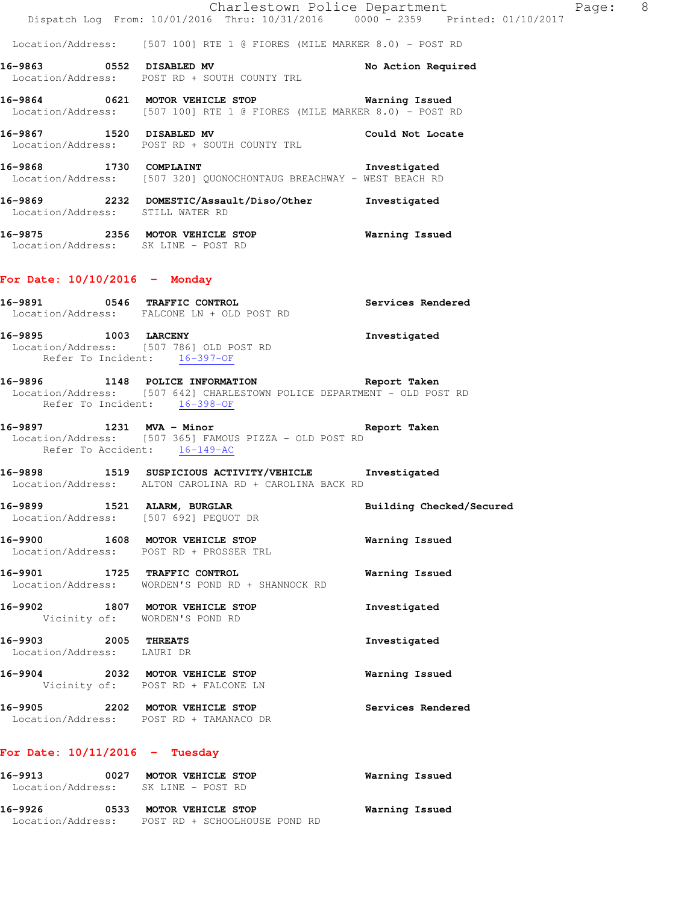Location/Address: [507 100] RTE 1 @ FIORES (MILE MARKER 8.0) - POST RD

**16-9863 0552 DISABLED MV** — No Action Required
Location/Address: POST RD + SOUTH COUNTY TRL

**16-9864 0621 MOTOR VEHICLE STOP** — Warning Issued
Location/Address: [507 100] RTE 1 @ FIORES (MILE MARKER 8.0) - POST RD

**16-9867 1520 DISABLED MV** — Could Not Locate
Location/Address: POST RD + SOUTH COUNTY TRL

**16-9868 1730 COMPLAINT** — Investigated
Location/Address: [507 320] QUONOCHONTAUG BREACHWAY - WEST BEACH RD

**16-9869 2232 DOMESTIC/Assault/Diso/Other** — Investigated
Location/Address: STILL WATER RD

**16-9875 2356 MOTOR VEHICLE STOP** — Warning Issued
Location/Address: SK LINE - POST RD

## For Date: 10/10/2016 - Monday

**16-9891 0546 TRAFFIC CONTROL** — Services Rendered
Location/Address: FALCONE LN + OLD POST RD

**16-9895 1003 LARCENY** — Investigated
Location/Address: [507 786] OLD POST RD
Refer To Incident: 16-397-OF

**16-9896 1148 POLICE INFORMATION** — Report Taken
Location/Address: [507 642] CHARLESTOWN POLICE DEPARTMENT - OLD POST RD
Refer To Incident: 16-398-OF

**16-9897 1231 MVA - Minor** — Report Taken
Location/Address: [507 365] FAMOUS PIZZA - OLD POST RD
Refer To Accident: 16-149-AC

**16-9898 1519 SUSPICIOUS ACTIVITY/VEHICLE** — Investigated
Location/Address: ALTON CAROLINA RD + CAROLINA BACK RD

**16-9899 1521 ALARM, BURGLAR** — Building Checked/Secured
Location/Address: [507 692] PEQUOT DR

**16-9900 1608 MOTOR VEHICLE STOP** — Warning Issued
Location/Address: POST RD + PROSSER TRL

**16-9901 1725 TRAFFIC CONTROL** — Warning Issued
Location/Address: WORDEN'S POND RD + SHANNOCK RD

**16-9902 1807 MOTOR VEHICLE STOP** — Investigated
Vicinity of: WORDEN'S POND RD

**16-9903 2005 THREATS** — Investigated
Location/Address: LAURI DR

**16-9904 2032 MOTOR VEHICLE STOP** — Warning Issued
Vicinity of: POST RD + FALCONE LN

**16-9905 2202 MOTOR VEHICLE STOP** — Services Rendered
Location/Address: POST RD + TAMANACO DR

## For Date: 10/11/2016 - Tuesday

**16-9913 0027 MOTOR VEHICLE STOP** — Warning Issued
Location/Address: SK LINE - POST RD

**16-9926 0533 MOTOR VEHICLE STOP** — Warning Issued
Location/Address: POST RD + SCHOOLHOUSE POND RD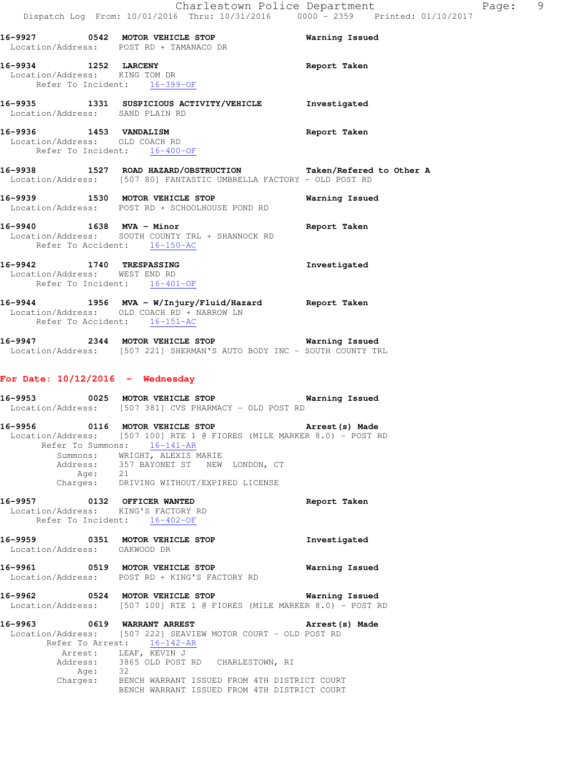16-9927 0542 **MOTOR VEHICLE STOP** Warning Issued
Location/Address: POST RD + TAMANACO DR

16-9934 1252 **LARCENY** Report Taken
Location/Address: KING TOM DR
Refer To Incident: 16-399-OF

16-9935 1331 **SUSPICIOUS ACTIVITY/VEHICLE** Investigated
Location/Address: SAND PLAIN RD

16-9936 1453 **VANDALISM** Report Taken
Location/Address: OLD COACH RD
Refer To Incident: 16-400-OF

16-9938 1527 **ROAD HAZARD/OBSTRUCTION** Taken/Refered to Other A
Location/Address: [507 80] FANTASTIC UMBRELLA FACTORY - OLD POST RD

16-9939 1530 **MOTOR VEHICLE STOP** Warning Issued
Location/Address: POST RD + SCHOOLHOUSE POND RD

16-9940 1638 **MVA - Minor** Report Taken
Location/Address: SOUTH COUNTY TRL + SHANNOCK RD
Refer To Accident: 16-150-AC

16-9942 1740 **TRESPASSING** Investigated
Location/Address: WEST END RD
Refer To Incident: 16-401-OF

16-9944 1956 **MVA - W/Injury/Fluid/Hazard** Report Taken
Location/Address: OLD COACH RD + NARROW LN
Refer To Accident: 16-151-AC

16-9947 2344 **MOTOR VEHICLE STOP** Warning Issued
Location/Address: [507 221] SHERMAN'S AUTO BODY INC - SOUTH COUNTY TRL

## For Date: 10/12/2016 - Wednesday

16-9953 0025 **MOTOR VEHICLE STOP** Warning Issued
Location/Address: [507 381] CVS PHARMACY - OLD POST RD

16-9956 0116 **MOTOR VEHICLE STOP** Arrest(s) Made
Location/Address: [507 100] RTE 1 @ FIORES (MILE MARKER 8.0) - POST RD
Refer To Summons: 16-141-AR
Summons: WRIGHT, ALEXIS MARIE
Address: 357 BAYONET ST NEW LONDON, CT
Age: 21
Charges: DRIVING WITHOUT/EXPIRED LICENSE

16-9957 0132 **OFFICER WANTED** Report Taken
Location/Address: KING'S FACTORY RD
Refer To Incident: 16-402-OF

16-9959 0351 **MOTOR VEHICLE STOP** Investigated
Location/Address: OAKWOOD DR

16-9961 0519 **MOTOR VEHICLE STOP** Warning Issued
Location/Address: POST RD + KING'S FACTORY RD

16-9962 0524 **MOTOR VEHICLE STOP** Warning Issued
Location/Address: [507 100] RTE 1 @ FIORES (MILE MARKER 8.0) - POST RD

16-9963 0619 **WARRANT ARREST** Arrest(s) Made
Location/Address: [507 222] SEAVIEW MOTOR COURT - OLD POST RD
Refer To Arrest: 16-142-AR
Arrest: LEAF, KEVIN J
Address: 3865 OLD POST RD CHARLESTOWN, RI
Age: 32
Charges: BENCH WARRANT ISSUED FROM 4TH DISTRICT COURT
BENCH WARRANT ISSUED FROM 4TH DISTRICT COURT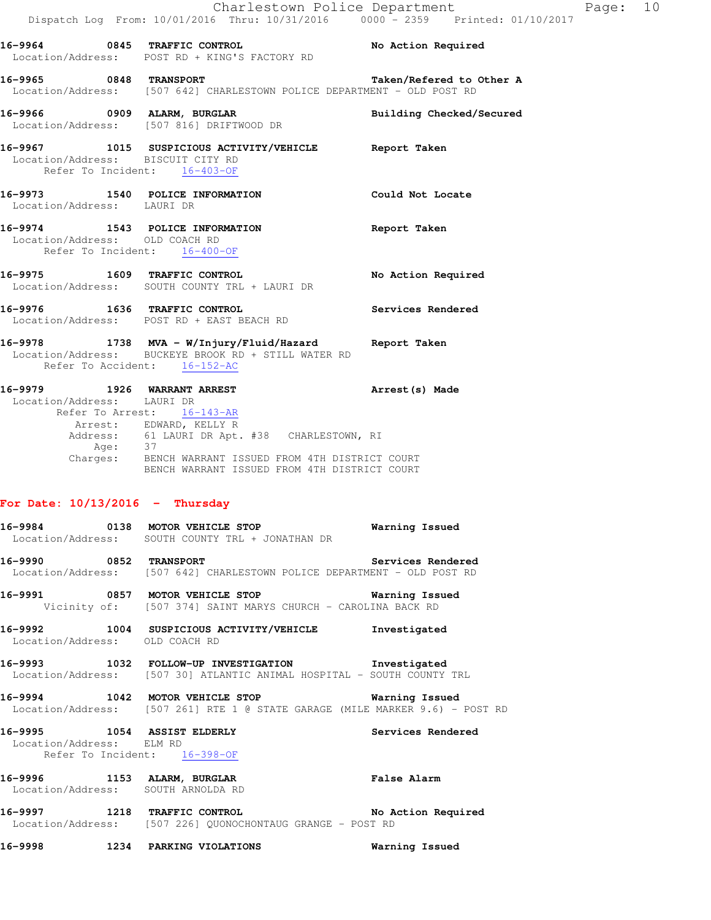16-9964 0845 **TRAFFIC CONTROL** No Action Required
Location/Address: POST RD + KING'S FACTORY RD

16-9965 0848 **TRANSPORT** Taken/Refered to Other A
Location/Address: [507 642] CHARLESTOWN POLICE DEPARTMENT - OLD POST RD

16-9966 0909 **ALARM, BURGLAR** Building Checked/Secured
Location/Address: [507 816] DRIFTWOOD DR

16-9967 1015 **SUSPICIOUS ACTIVITY/VEHICLE** Report Taken
Location/Address: BISCUIT CITY RD
Refer To Incident: 16-403-OF

16-9973 1540 **POLICE INFORMATION** Could Not Locate
Location/Address: LAURI DR

16-9974 1543 **POLICE INFORMATION** Report Taken
Location/Address: OLD COACH RD
Refer To Incident: 16-400-OF

16-9975 1609 **TRAFFIC CONTROL** No Action Required
Location/Address: SOUTH COUNTY TRL + LAURI DR

16-9976 1636 **TRAFFIC CONTROL** Services Rendered
Location/Address: POST RD + EAST BEACH RD

16-9978 1738 **MVA - W/Injury/Fluid/Hazard** Report Taken
Location/Address: BUCKEYE BROOK RD + STILL WATER RD
Refer To Accident: 16-152-AC

16-9979 1926 **WARRANT ARREST** Arrest(s) Made
Location/Address: LAURI DR
Refer To Arrest: 16-143-AR
Arrest: EDWARD, KELLY R
Address: 61 LAURI DR Apt. #38 CHARLESTOWN, RI
Age: 37
Charges: BENCH WARRANT ISSUED FROM 4TH DISTRICT COURT
BENCH WARRANT ISSUED FROM 4TH DISTRICT COURT

## For Date: 10/13/2016 - Thursday

16-9984 0138 **MOTOR VEHICLE STOP** Warning Issued
Location/Address: SOUTH COUNTY TRL + JONATHAN DR

16-9990 0852 **TRANSPORT** Services Rendered
Location/Address: [507 642] CHARLESTOWN POLICE DEPARTMENT - OLD POST RD

16-9991 0857 **MOTOR VEHICLE STOP** Warning Issued
Vicinity of: [507 374] SAINT MARYS CHURCH - CAROLINA BACK RD

16-9992 1004 **SUSPICIOUS ACTIVITY/VEHICLE** Investigated
Location/Address: OLD COACH RD

16-9993 1032 **FOLLOW-UP INVESTIGATION** Investigated
Location/Address: [507 30] ATLANTIC ANIMAL HOSPITAL - SOUTH COUNTY TRL

16-9994 1042 **MOTOR VEHICLE STOP** Warning Issued
Location/Address: [507 261] RTE 1 @ STATE GARAGE (MILE MARKER 9.6) - POST RD

16-9995 1054 **ASSIST ELDERLY** Services Rendered
Location/Address: ELM RD
Refer To Incident: 16-398-OF

16-9996 1153 **ALARM, BURGLAR** False Alarm
Location/Address: SOUTH ARNOLDA RD

16-9997 1218 **TRAFFIC CONTROL** No Action Required
Location/Address: [507 226] QUONOCHONTAUG GRANGE - POST RD

16-9998 1234 **PARKING VIOLATIONS** Warning Issued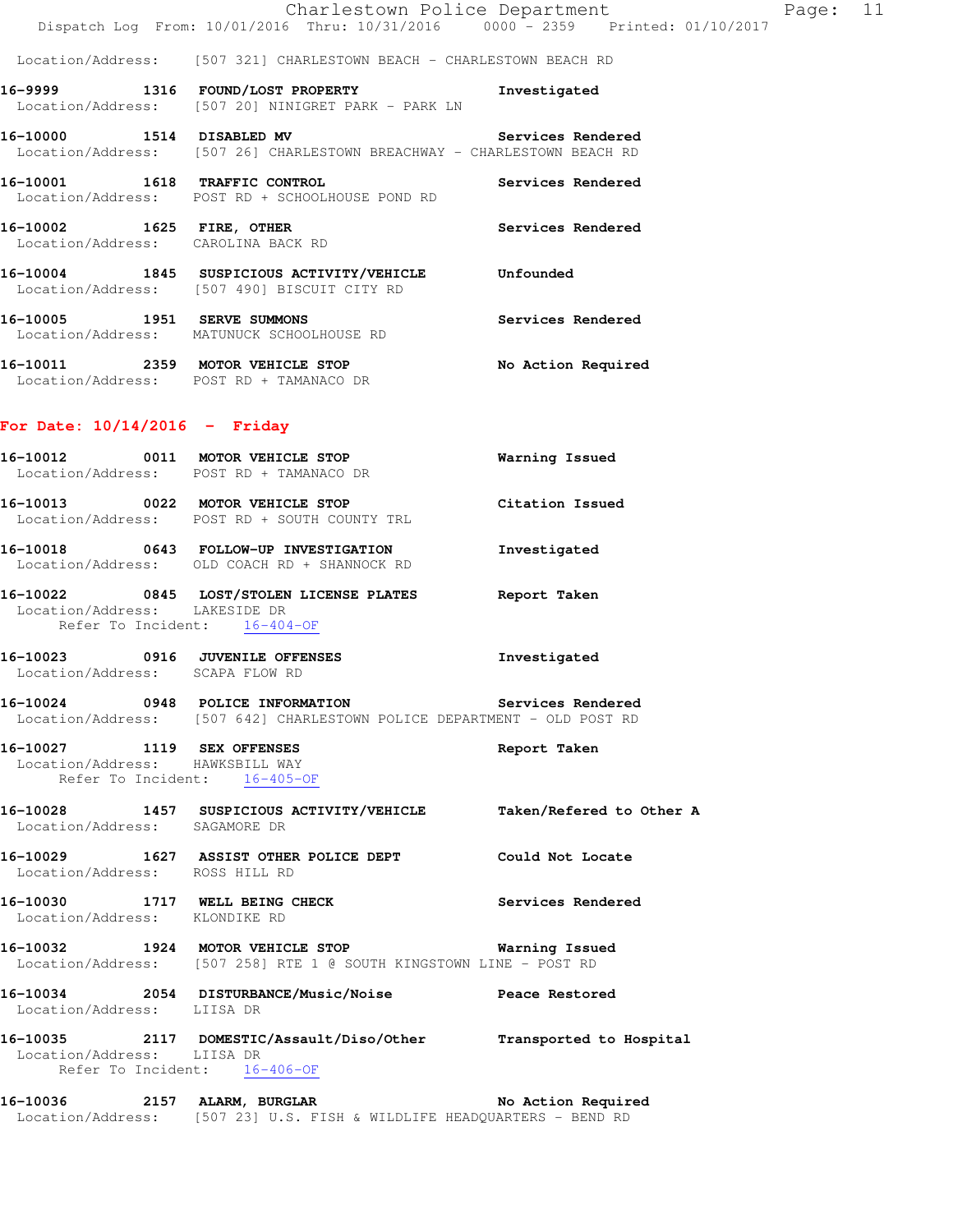Location/Address: [507 321] CHARLESTOWN BEACH - CHARLESTOWN BEACH RD

**16-9999 1316 FOUND/LOST PROPERTY** Investigated
Location/Address: [507 20] NINIGRET PARK - PARK LN

**16-10000 1514 DISABLED MV** Services Rendered
Location/Address: [507 26] CHARLESTOWN BREACHWAY - CHARLESTOWN BEACH RD

**16-10001 1618 TRAFFIC CONTROL** Services Rendered
Location/Address: POST RD + SCHOOLHOUSE POND RD

**16-10002 1625 FIRE, OTHER** Services Rendered
Location/Address: CAROLINA BACK RD

**16-10004 1845 SUSPICIOUS ACTIVITY/VEHICLE** Unfounded
Location/Address: [507 490] BISCUIT CITY RD

**16-10005 1951 SERVE SUMMONS** Services Rendered
Location/Address: MATUNUCK SCHOOLHOUSE RD

**16-10011 2359 MOTOR VEHICLE STOP** No Action Required
Location/Address: POST RD + TAMANACO DR

## For Date: 10/14/2016 - Friday

**16-10012 0011 MOTOR VEHICLE STOP** Warning Issued
Location/Address: POST RD + TAMANACO DR

**16-10013 0022 MOTOR VEHICLE STOP** Citation Issued
Location/Address: POST RD + SOUTH COUNTY TRL

**16-10018 0643 FOLLOW-UP INVESTIGATION** Investigated
Location/Address: OLD COACH RD + SHANNOCK RD

**16-10022 0845 LOST/STOLEN LICENSE PLATES** Report Taken
Location/Address: LAKESIDE DR
Refer To Incident: 16-404-OF

**16-10023 0916 JUVENILE OFFENSES** Investigated
Location/Address: SCAPA FLOW RD

**16-10024 0948 POLICE INFORMATION** Services Rendered
Location/Address: [507 642] CHARLESTOWN POLICE DEPARTMENT - OLD POST RD

**16-10027 1119 SEX OFFENSES** Report Taken
Location/Address: HAWKSBILL WAY
Refer To Incident: 16-405-OF

**16-10028 1457 SUSPICIOUS ACTIVITY/VEHICLE** Taken/Refered to Other A
Location/Address: SAGAMORE DR

**16-10029 1627 ASSIST OTHER POLICE DEPT** Could Not Locate
Location/Address: ROSS HILL RD

**16-10030 1717 WELL BEING CHECK** Services Rendered
Location/Address: KLONDIKE RD

**16-10032 1924 MOTOR VEHICLE STOP** Warning Issued
Location/Address: [507 258] RTE 1 @ SOUTH KINGSTOWN LINE - POST RD

**16-10034 2054 DISTURBANCE/Music/Noise** Peace Restored
Location/Address: LIISA DR

**16-10035 2117 DOMESTIC/Assault/Diso/Other** Transported to Hospital
Location/Address: LIISA DR
Refer To Incident: 16-406-OF

**16-10036 2157 ALARM, BURGLAR** No Action Required
Location/Address: [507 23] U.S. FISH & WILDLIFE HEADQUARTERS - BEND RD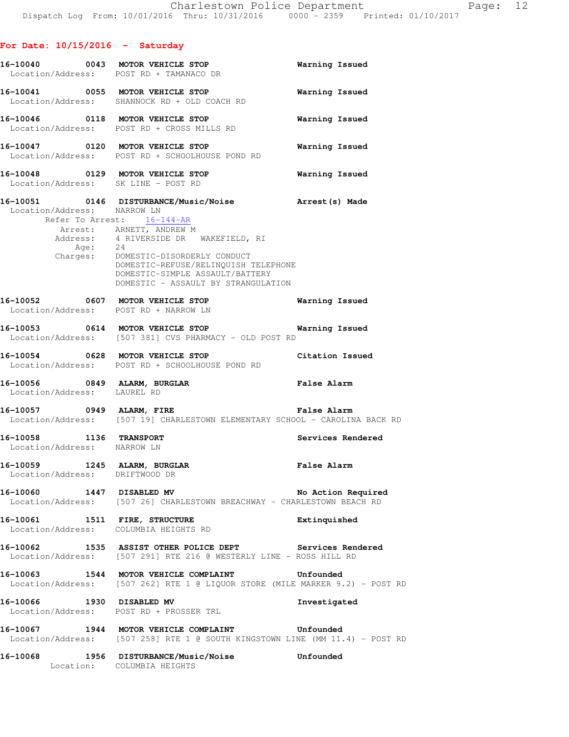## For Date: 10/15/2016 - Saturday

**16-10040 0043 MOTOR VEHICLE STOP** — Warning Issued
Location/Address: POST RD + TAMANACO DR

**16-10041 0055 MOTOR VEHICLE STOP** — Warning Issued
Location/Address: SHANNOCK RD + OLD COACH RD

**16-10046 0118 MOTOR VEHICLE STOP** — Warning Issued
Location/Address: POST RD + CROSS MILLS RD

**16-10047 0120 MOTOR VEHICLE STOP** — Warning Issued
Location/Address: POST RD + SCHOOLHOUSE POND RD

**16-10048 0129 MOTOR VEHICLE STOP** — Warning Issued
Location/Address: SK LINE - POST RD

**16-10051 0146 DISTURBANCE/Music/Noise** — Arrest(s) Made
Location/Address: NARROW LN
Refer To Arrest: 16-144-AR
Arrest: ARNETT, ANDREW M
Address: 4 RIVERSIDE DR WAKEFIELD, RI
Age: 24
Charges: DOMESTIC-DISORDERLY CONDUCT
DOMESTIC-REFUSE/RELINQUISH TELEPHONE
DOMESTIC-SIMPLE ASSAULT/BATTERY
DOMESTIC - ASSAULT BY STRANGULATION

**16-10052 0607 MOTOR VEHICLE STOP** — Warning Issued
Location/Address: POST RD + NARROW LN

**16-10053 0614 MOTOR VEHICLE STOP** — Warning Issued
Location/Address: [507 381] CVS PHARMACY - OLD POST RD

**16-10054 0628 MOTOR VEHICLE STOP** — Citation Issued
Location/Address: POST RD + SCHOOLHOUSE POND RD

**16-10056 0849 ALARM, BURGLAR** — False Alarm
Location/Address: LAUREL RD

**16-10057 0949 ALARM, FIRE** — False Alarm
Location/Address: [507 19] CHARLESTOWN ELEMENTARY SCHOOL - CAROLINA BACK RD

**16-10058 1136 TRANSPORT** — Services Rendered
Location/Address: NARROW LN

**16-10059 1245 ALARM, BURGLAR** — False Alarm
Location/Address: DRIFTWOOD DR

**16-10060 1447 DISABLED MV** — No Action Required
Location/Address: [507 26] CHARLESTOWN BREACHWAY - CHARLESTOWN BEACH RD

**16-10061 1511 FIRE, STRUCTURE** — Extinquished
Location/Address: COLUMBIA HEIGHTS RD

**16-10062 1535 ASSIST OTHER POLICE DEPT** — Services Rendered
Location/Address: [507 291] RTE 216 @ WESTERLY LINE - ROSS HILL RD

**16-10063 1544 MOTOR VEHICLE COMPLAINT** — Unfounded
Location/Address: [507 262] RTE 1 @ LIQUOR STORE (MILE MARKER 9.2) - POST RD

**16-10066 1930 DISABLED MV** — Investigated
Location/Address: POST RD + PROSSER TRL

**16-10067 1944 MOTOR VEHICLE COMPLAINT** — Unfounded
Location/Address: [507 258] RTE 1 @ SOUTH KINGSTOWN LINE (MM 11.4) - POST RD

**16-10068 1956 DISTURBANCE/Music/Noise** — Unfounded
Location: COLUMBIA HEIGHTS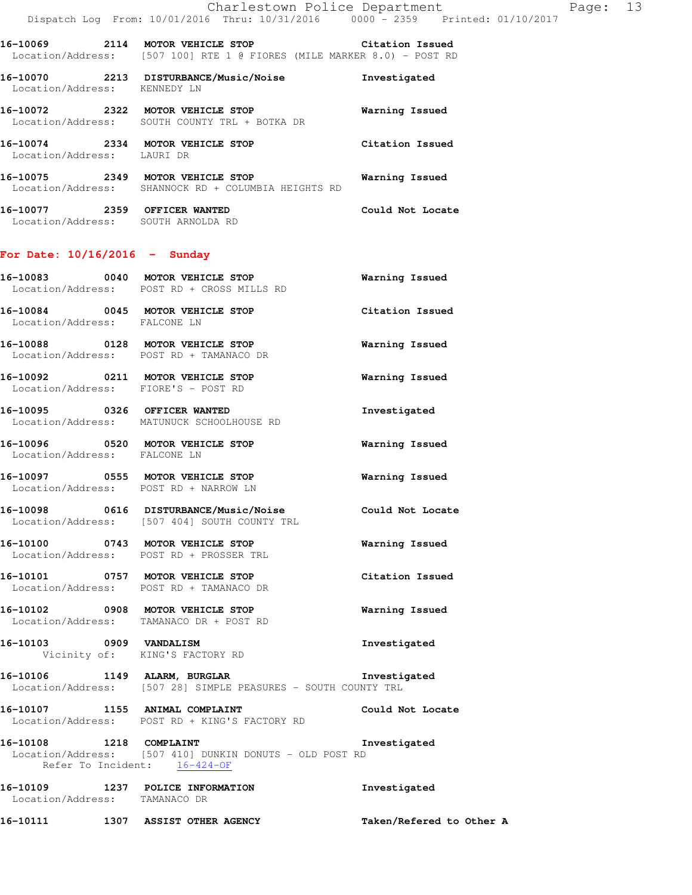16-10069 2114 **MOTOR VEHICLE STOP** Citation Issued
Location/Address: [507 100] RTE 1 @ FIORES (MILE MARKER 8.0) - POST RD

16-10070 2213 **DISTURBANCE/Music/Noise** Investigated
Location/Address: KENNEDY LN

16-10072 2322 **MOTOR VEHICLE STOP** Warning Issued
Location/Address: SOUTH COUNTY TRL + BOTKA DR

16-10074 2334 **MOTOR VEHICLE STOP** Citation Issued
Location/Address: LAURI DR

16-10075 2349 **MOTOR VEHICLE STOP** Warning Issued
Location/Address: SHANNOCK RD + COLUMBIA HEIGHTS RD

16-10077 2359 **OFFICER WANTED** Could Not Locate
Location/Address: SOUTH ARNOLDA RD

## For Date: 10/16/2016 - Sunday

16-10083 0040 **MOTOR VEHICLE STOP** Warning Issued
Location/Address: POST RD + CROSS MILLS RD

16-10084 0045 **MOTOR VEHICLE STOP** Citation Issued
Location/Address: FALCONE LN

16-10088 0128 **MOTOR VEHICLE STOP** Warning Issued
Location/Address: POST RD + TAMANACO DR

16-10092 0211 **MOTOR VEHICLE STOP** Warning Issued
Location/Address: FIORE'S - POST RD

16-10095 0326 **OFFICER WANTED** Investigated
Location/Address: MATUNUCK SCHOOLHOUSE RD

16-10096 0520 **MOTOR VEHICLE STOP** Warning Issued
Location/Address: FALCONE LN

16-10097 0555 **MOTOR VEHICLE STOP** Warning Issued
Location/Address: POST RD + NARROW LN

16-10098 0616 **DISTURBANCE/Music/Noise** Could Not Locate
Location/Address: [507 404] SOUTH COUNTY TRL

16-10100 0743 **MOTOR VEHICLE STOP** Warning Issued
Location/Address: POST RD + PROSSER TRL

16-10101 0757 **MOTOR VEHICLE STOP** Citation Issued
Location/Address: POST RD + TAMANACO DR

16-10102 0908 **MOTOR VEHICLE STOP** Warning Issued
Location/Address: TAMANACO DR + POST RD

16-10103 0909 **VANDALISM** Investigated
Vicinity of: KING'S FACTORY RD

16-10106 1149 **ALARM, BURGLAR** Investigated
Location/Address: [507 28] SIMPLE PEASURES - SOUTH COUNTY TRL

16-10107 1155 **ANIMAL COMPLAINT** Could Not Locate
Location/Address: POST RD + KING'S FACTORY RD

16-10108 1218 **COMPLAINT** Investigated
Location/Address: [507 410] DUNKIN DONUTS - OLD POST RD
Refer To Incident: 16-424-OF

16-10109 1237 **POLICE INFORMATION** Investigated
Location/Address: TAMANACO DR

16-10111 1307 **ASSIST OTHER AGENCY** Taken/Refered to Other A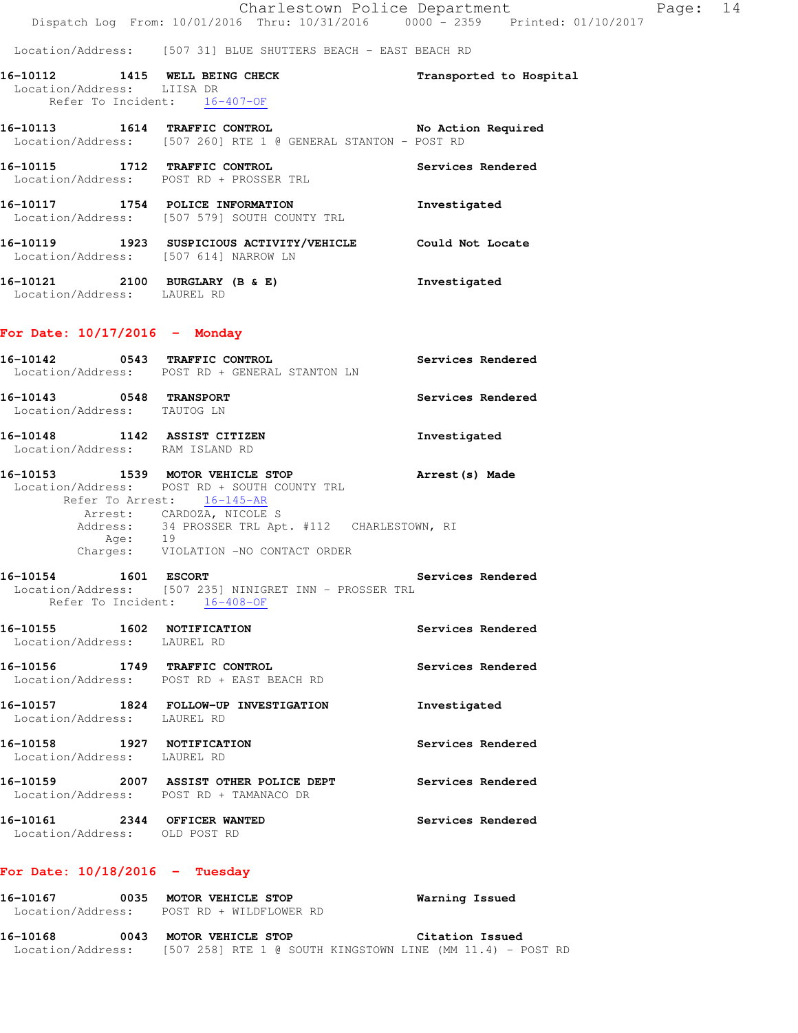Location/Address: [507 31] BLUE SHUTTERS BEACH - EAST BEACH RD

**16-10112 1415 WELL BEING CHECK** — Transported to Hospital
Location/Address: LIISA DR
Refer To Incident: 16-407-OF

**16-10113 1614 TRAFFIC CONTROL** — No Action Required
Location/Address: [507 260] RTE 1 @ GENERAL STANTON - POST RD

**16-10115 1712 TRAFFIC CONTROL** — Services Rendered
Location/Address: POST RD + PROSSER TRL

**16-10117 1754 POLICE INFORMATION** — Investigated
Location/Address: [507 579] SOUTH COUNTY TRL

**16-10119 1923 SUSPICIOUS ACTIVITY/VEHICLE** — Could Not Locate
Location/Address: [507 614] NARROW LN

**16-10121 2100 BURGLARY (B & E)** — Investigated
Location/Address: LAUREL RD

## For Date: 10/17/2016 - Monday

**16-10142 0543 TRAFFIC CONTROL** — Services Rendered
Location/Address: POST RD + GENERAL STANTON LN

**16-10143 0548 TRANSPORT** — Services Rendered
Location/Address: TAUTOG LN

**16-10148 1142 ASSIST CITIZEN** — Investigated
Location/Address: RAM ISLAND RD

**16-10153 1539 MOTOR VEHICLE STOP** — Arrest(s) Made
Location/Address: POST RD + SOUTH COUNTY TRL
Refer To Arrest: 16-145-AR
Arrest: CARDOZA, NICOLE S
Address: 34 PROSSER TRL Apt. #112 CHARLESTOWN, RI
Age: 19
Charges: VIOLATION -NO CONTACT ORDER

**16-10154 1601 ESCORT** — Services Rendered
Location/Address: [507 235] NINIGRET INN - PROSSER TRL
Refer To Incident: 16-408-OF

**16-10155 1602 NOTIFICATION** — Services Rendered
Location/Address: LAUREL RD

**16-10156 1749 TRAFFIC CONTROL** — Services Rendered
Location/Address: POST RD + EAST BEACH RD

**16-10157 1824 FOLLOW-UP INVESTIGATION** — Investigated
Location/Address: LAUREL RD

**16-10158 1927 NOTIFICATION** — Services Rendered
Location/Address: LAUREL RD

**16-10159 2007 ASSIST OTHER POLICE DEPT** — Services Rendered
Location/Address: POST RD + TAMANACO DR

**16-10161 2344 OFFICER WANTED** — Services Rendered
Location/Address: OLD POST RD

## For Date: 10/18/2016 - Tuesday

**16-10167 0035 MOTOR VEHICLE STOP** — Warning Issued
Location/Address: POST RD + WILDFLOWER RD

**16-10168 0043 MOTOR VEHICLE STOP** — Citation Issued
Location/Address: [507 258] RTE 1 @ SOUTH KINGSTOWN LINE (MM 11.4) - POST RD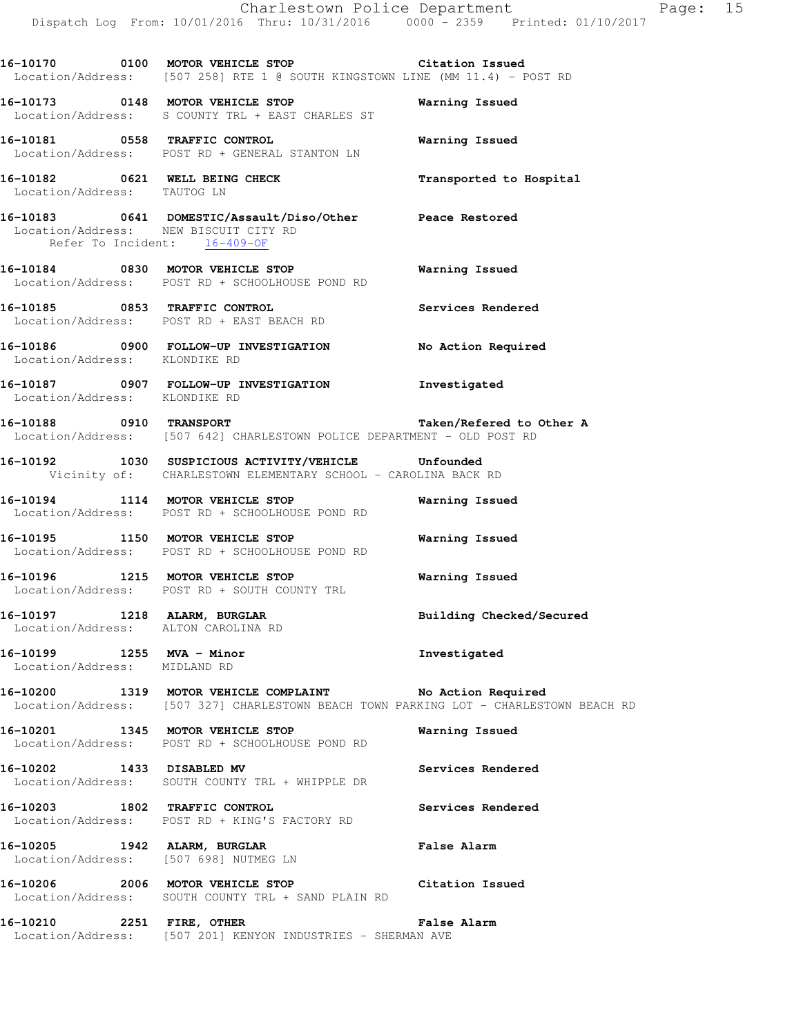**16-10170 0100 MOTOR VEHICLE STOP** **Citation Issued**
Location/Address: [507 258] RTE 1 @ SOUTH KINGSTOWN LINE (MM 11.4) - POST RD

**16-10173 0148 MOTOR VEHICLE STOP** **Warning Issued**
Location/Address: S COUNTY TRL + EAST CHARLES ST

**16-10181 0558 TRAFFIC CONTROL** **Warning Issued**
Location/Address: POST RD + GENERAL STANTON LN

**16-10182 0621 WELL BEING CHECK** **Transported to Hospital**
Location/Address: TAUTOG LN

**16-10183 0641 DOMESTIC/Assault/Diso/Other** **Peace Restored**
Location/Address: NEW BISCUIT CITY RD
Refer To Incident: 16-409-OF

**16-10184 0830 MOTOR VEHICLE STOP** **Warning Issued**
Location/Address: POST RD + SCHOOLHOUSE POND RD

**16-10185 0853 TRAFFIC CONTROL** **Services Rendered**
Location/Address: POST RD + EAST BEACH RD

**16-10186 0900 FOLLOW-UP INVESTIGATION** **No Action Required**
Location/Address: KLONDIKE RD

**16-10187 0907 FOLLOW-UP INVESTIGATION** **Investigated**
Location/Address: KLONDIKE RD

**16-10188 0910 TRANSPORT** **Taken/Refered to Other A**
Location/Address: [507 642] CHARLESTOWN POLICE DEPARTMENT - OLD POST RD

**16-10192 1030 SUSPICIOUS ACTIVITY/VEHICLE** **Unfounded**
Vicinity of: CHARLESTOWN ELEMENTARY SCHOOL - CAROLINA BACK RD

**16-10194 1114 MOTOR VEHICLE STOP** **Warning Issued**
Location/Address: POST RD + SCHOOLHOUSE POND RD

**16-10195 1150 MOTOR VEHICLE STOP** **Warning Issued**
Location/Address: POST RD + SCHOOLHOUSE POND RD

**16-10196 1215 MOTOR VEHICLE STOP** **Warning Issued**
Location/Address: POST RD + SOUTH COUNTY TRL

**16-10197 1218 ALARM, BURGLAR** **Building Checked/Secured**
Location/Address: ALTON CAROLINA RD

**16-10199 1255 MVA - Minor** **Investigated**
Location/Address: MIDLAND RD

**16-10200 1319 MOTOR VEHICLE COMPLAINT** **No Action Required**
Location/Address: [507 327] CHARLESTOWN BEACH TOWN PARKING LOT - CHARLESTOWN BEACH RD

**16-10201 1345 MOTOR VEHICLE STOP** **Warning Issued**
Location/Address: POST RD + SCHOOLHOUSE POND RD

**16-10202 1433 DISABLED MV** **Services Rendered**
Location/Address: SOUTH COUNTY TRL + WHIPPLE DR

**16-10203 1802 TRAFFIC CONTROL** **Services Rendered**
Location/Address: POST RD + KING'S FACTORY RD

**16-10205 1942 ALARM, BURGLAR** **False Alarm**
Location/Address: [507 698] NUTMEG LN

**16-10206 2006 MOTOR VEHICLE STOP** **Citation Issued**
Location/Address: SOUTH COUNTY TRL + SAND PLAIN RD

**16-10210 2251 FIRE, OTHER** **False Alarm**
Location/Address: [507 201] KENYON INDUSTRIES - SHERMAN AVE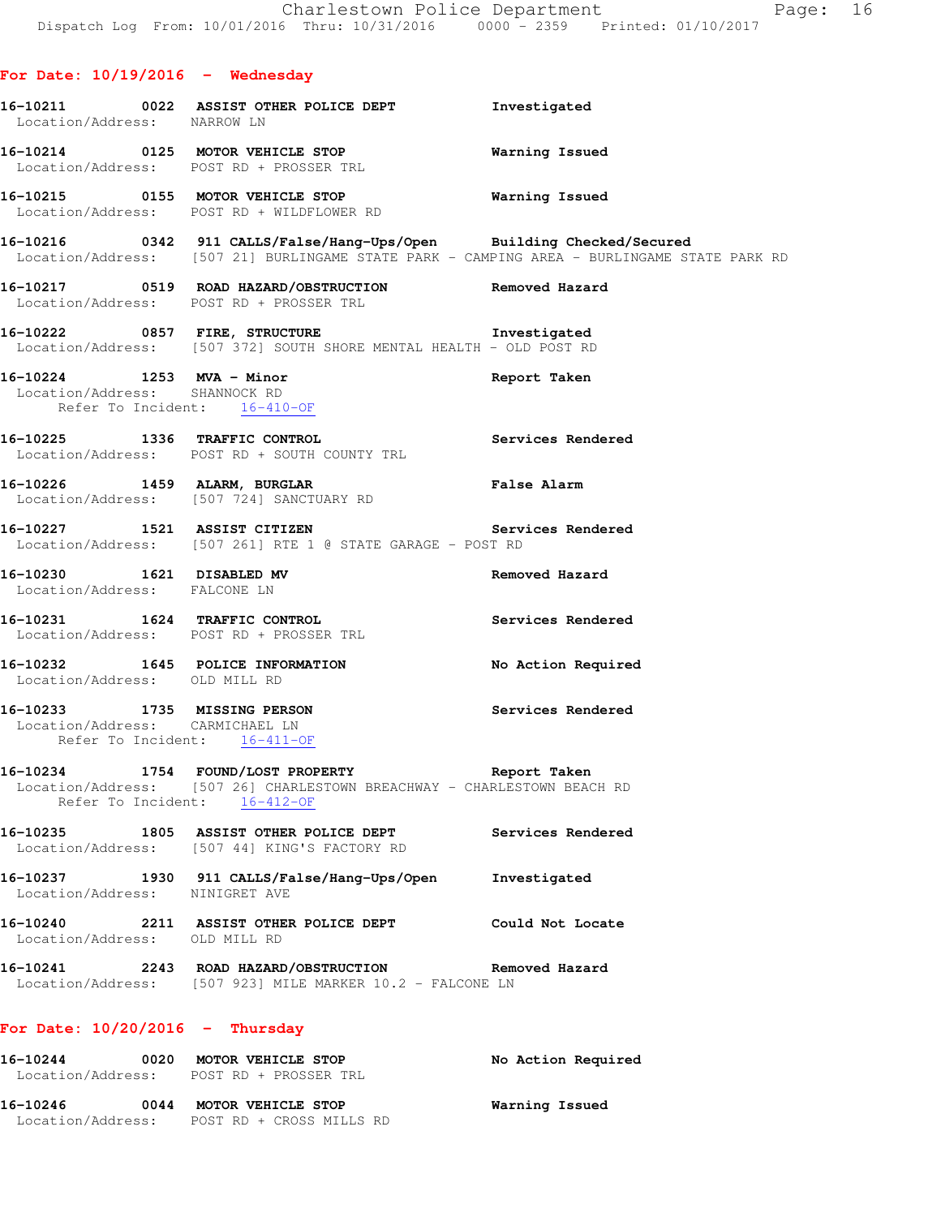## For Date: 10/19/2016 - Wednesday

**16-10211** 0022 **ASSIST OTHER POLICE DEPT** — Investigated
Location/Address: NARROW LN

**16-10214** 0125 **MOTOR VEHICLE STOP** — Warning Issued
Location/Address: POST RD + PROSSER TRL

**16-10215** 0155 **MOTOR VEHICLE STOP** — Warning Issued
Location/Address: POST RD + WILDFLOWER RD

**16-10216** 0342 **911 CALLS/False/Hang-Ups/Open** — Building Checked/Secured
Location/Address: [507 21] BURLINGAME STATE PARK - CAMPING AREA - BURLINGAME STATE PARK RD

**16-10217** 0519 **ROAD HAZARD/OBSTRUCTION** — Removed Hazard
Location/Address: POST RD + PROSSER TRL

**16-10222** 0857 **FIRE, STRUCTURE** — Investigated
Location/Address: [507 372] SOUTH SHORE MENTAL HEALTH - OLD POST RD

**16-10224** 1253 **MVA - Minor** — Report Taken
Location/Address: SHANNOCK RD
Refer To Incident: 16-410-OF

**16-10225** 1336 **TRAFFIC CONTROL** — Services Rendered
Location/Address: POST RD + SOUTH COUNTY TRL

**16-10226** 1459 **ALARM, BURGLAR** — False Alarm
Location/Address: [507 724] SANCTUARY RD

**16-10227** 1521 **ASSIST CITIZEN** — Services Rendered
Location/Address: [507 261] RTE 1 @ STATE GARAGE - POST RD

**16-10230** 1621 **DISABLED MV** — Removed Hazard
Location/Address: FALCONE LN

**16-10231** 1624 **TRAFFIC CONTROL** — Services Rendered
Location/Address: POST RD + PROSSER TRL

**16-10232** 1645 **POLICE INFORMATION** — No Action Required
Location/Address: OLD MILL RD

**16-10233** 1735 **MISSING PERSON** — Services Rendered
Location/Address: CARMICHAEL LN
Refer To Incident: 16-411-OF

**16-10234** 1754 **FOUND/LOST PROPERTY** — Report Taken
Location/Address: [507 26] CHARLESTOWN BREACHWAY - CHARLESTOWN BEACH RD
Refer To Incident: 16-412-OF

**16-10235** 1805 **ASSIST OTHER POLICE DEPT** — Services Rendered
Location/Address: [507 44] KING'S FACTORY RD

**16-10237** 1930 **911 CALLS/False/Hang-Ups/Open** — Investigated
Location/Address: NINIGRET AVE

**16-10240** 2211 **ASSIST OTHER POLICE DEPT** — Could Not Locate
Location/Address: OLD MILL RD

**16-10241** 2243 **ROAD HAZARD/OBSTRUCTION** — Removed Hazard
Location/Address: [507 923] MILE MARKER 10.2 - FALCONE LN

## For Date: 10/20/2016 - Thursday

**16-10244** 0020 **MOTOR VEHICLE STOP** — No Action Required
Location/Address: POST RD + PROSSER TRL

**16-10246** 0044 **MOTOR VEHICLE STOP** — Warning Issued
Location/Address: POST RD + CROSS MILLS RD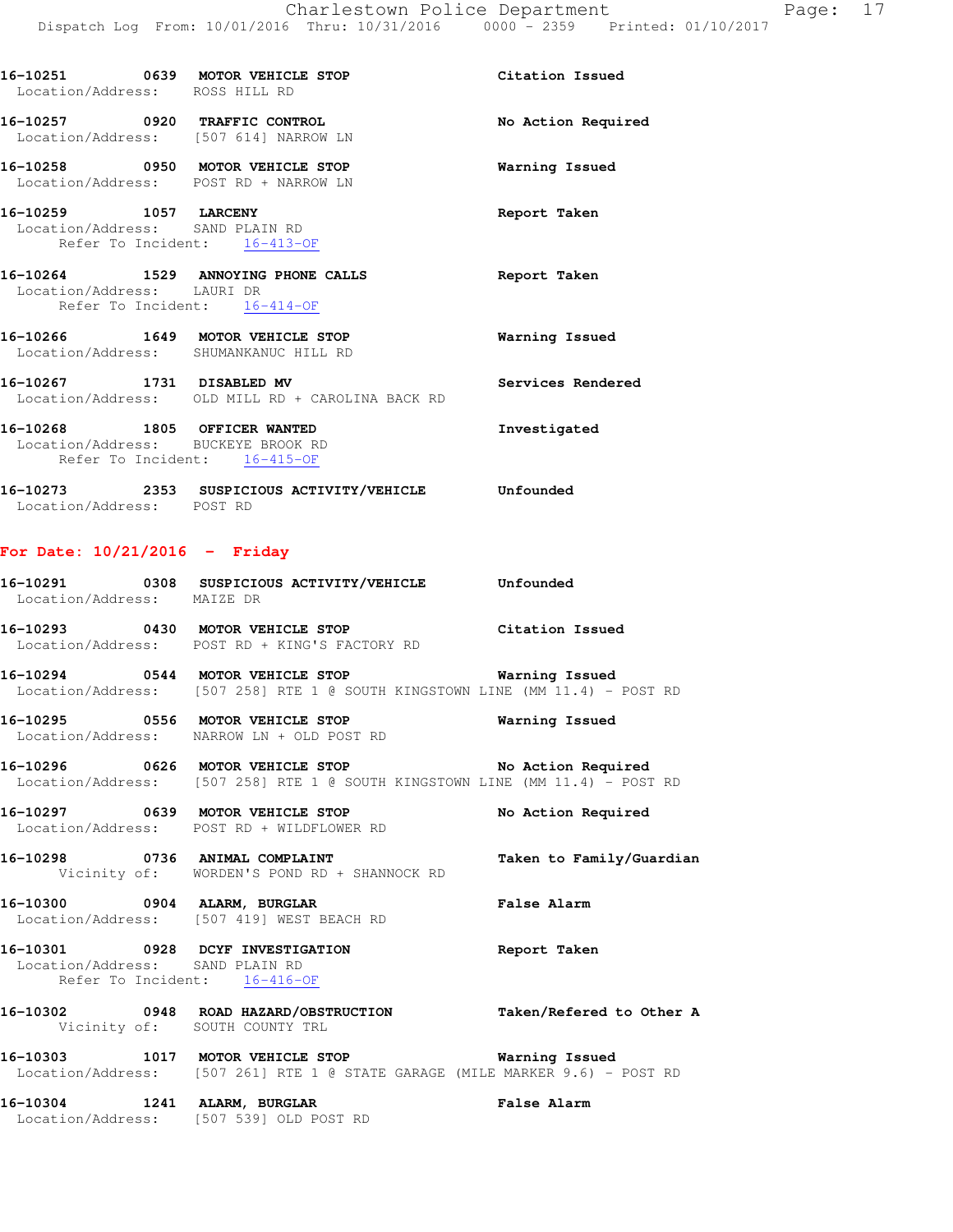**16-10251 0639 MOTOR VEHICLE STOP** — Citation Issued
Location/Address: ROSS HILL RD

**16-10257 0920 TRAFFIC CONTROL** — No Action Required
Location/Address: [507 614] NARROW LN

**16-10258 0950 MOTOR VEHICLE STOP** — Warning Issued
Location/Address: POST RD + NARROW LN

**16-10259 1057 LARCENY** — Report Taken
Location/Address: SAND PLAIN RD
Refer To Incident: 16-413-OF

**16-10264 1529 ANNOYING PHONE CALLS** — Report Taken
Location/Address: LAURI DR
Refer To Incident: 16-414-OF

**16-10266 1649 MOTOR VEHICLE STOP** — Warning Issued
Location/Address: SHUMANKANUC HILL RD

**16-10267 1731 DISABLED MV** — Services Rendered
Location/Address: OLD MILL RD + CAROLINA BACK RD

**16-10268 1805 OFFICER WANTED** — Investigated
Location/Address: BUCKEYE BROOK RD
Refer To Incident: 16-415-OF

**16-10273 2353 SUSPICIOUS ACTIVITY/VEHICLE** — Unfounded
Location/Address: POST RD

## For Date: 10/21/2016 - Friday

**16-10291 0308 SUSPICIOUS ACTIVITY/VEHICLE** — Unfounded
Location/Address: MAIZE DR

**16-10293 0430 MOTOR VEHICLE STOP** — Citation Issued
Location/Address: POST RD + KING'S FACTORY RD

**16-10294 0544 MOTOR VEHICLE STOP** — Warning Issued
Location/Address: [507 258] RTE 1 @ SOUTH KINGSTOWN LINE (MM 11.4) - POST RD

**16-10295 0556 MOTOR VEHICLE STOP** — Warning Issued
Location/Address: NARROW LN + OLD POST RD

**16-10296 0626 MOTOR VEHICLE STOP** — No Action Required
Location/Address: [507 258] RTE 1 @ SOUTH KINGSTOWN LINE (MM 11.4) - POST RD

**16-10297 0639 MOTOR VEHICLE STOP** — No Action Required
Location/Address: POST RD + WILDFLOWER RD

**16-10298 0736 ANIMAL COMPLAINT** — Taken to Family/Guardian
Vicinity of: WORDEN'S POND RD + SHANNOCK RD

**16-10300 0904 ALARM, BURGLAR** — False Alarm
Location/Address: [507 419] WEST BEACH RD

**16-10301 0928 DCYF INVESTIGATION** — Report Taken
Location/Address: SAND PLAIN RD
Refer To Incident: 16-416-OF

**16-10302 0948 ROAD HAZARD/OBSTRUCTION** — Taken/Refered to Other A
Vicinity of: SOUTH COUNTY TRL

**16-10303 1017 MOTOR VEHICLE STOP** — Warning Issued
Location/Address: [507 261] RTE 1 @ STATE GARAGE (MILE MARKER 9.6) - POST RD

**16-10304 1241 ALARM, BURGLAR** — False Alarm
Location/Address: [507 539] OLD POST RD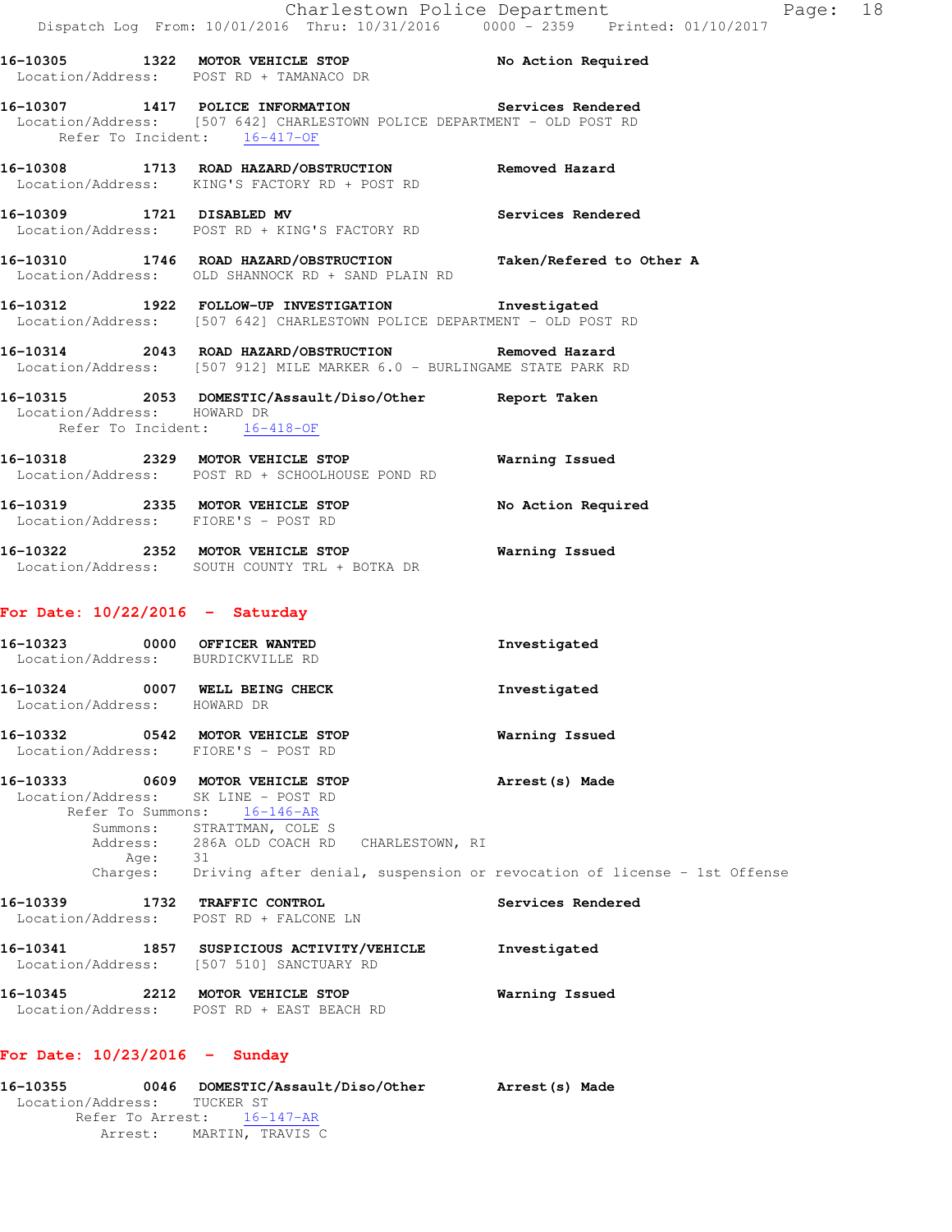**16-10305 1322 MOTOR VEHICLE STOP** No Action Required
Location/Address: POST RD + TAMANACO DR

**16-10307 1417 POLICE INFORMATION** Services Rendered
Location/Address: [507 642] CHARLESTOWN POLICE DEPARTMENT - OLD POST RD
Refer To Incident: 16-417-OF

**16-10308 1713 ROAD HAZARD/OBSTRUCTION** Removed Hazard
Location/Address: KING'S FACTORY RD + POST RD

**16-10309 1721 DISABLED MV** Services Rendered
Location/Address: POST RD + KING'S FACTORY RD

**16-10310 1746 ROAD HAZARD/OBSTRUCTION** Taken/Refered to Other A
Location/Address: OLD SHANNOCK RD + SAND PLAIN RD

**16-10312 1922 FOLLOW-UP INVESTIGATION** Investigated
Location/Address: [507 642] CHARLESTOWN POLICE DEPARTMENT - OLD POST RD

**16-10314 2043 ROAD HAZARD/OBSTRUCTION** Removed Hazard
Location/Address: [507 912] MILE MARKER 6.0 - BURLINGAME STATE PARK RD

**16-10315 2053 DOMESTIC/Assault/Diso/Other** Report Taken
Location/Address: HOWARD DR
Refer To Incident: 16-418-OF

**16-10318 2329 MOTOR VEHICLE STOP** Warning Issued
Location/Address: POST RD + SCHOOLHOUSE POND RD

**16-10319 2335 MOTOR VEHICLE STOP** No Action Required
Location/Address: FIORE'S - POST RD

**16-10322 2352 MOTOR VEHICLE STOP** Warning Issued
Location/Address: SOUTH COUNTY TRL + BOTKA DR

## For Date: 10/22/2016 - Saturday

**16-10323 0000 OFFICER WANTED** Investigated
Location/Address: BURDICKVILLE RD

**16-10324 0007 WELL BEING CHECK** Investigated
Location/Address: HOWARD DR

**16-10332 0542 MOTOR VEHICLE STOP** Warning Issued
Location/Address: FIORE'S - POST RD

**16-10333 0609 MOTOR VEHICLE STOP** Arrest(s) Made
Location/Address: SK LINE - POST RD
Refer To Summons: 16-146-AR
Summons: STRATTMAN, COLE S
Address: 286A OLD COACH RD CHARLESTOWN, RI
Age: 31
Charges: Driving after denial, suspension or revocation of license - 1st Offense

**16-10339 1732 TRAFFIC CONTROL** Services Rendered
Location/Address: POST RD + FALCONE LN

**16-10341 1857 SUSPICIOUS ACTIVITY/VEHICLE** Investigated
Location/Address: [507 510] SANCTUARY RD

**16-10345 2212 MOTOR VEHICLE STOP** Warning Issued
Location/Address: POST RD + EAST BEACH RD

## For Date: 10/23/2016 - Sunday

**16-10355 0046 DOMESTIC/Assault/Diso/Other** Arrest(s) Made
Location/Address: TUCKER ST
Refer To Arrest: 16-147-AR
Arrest: MARTIN, TRAVIS C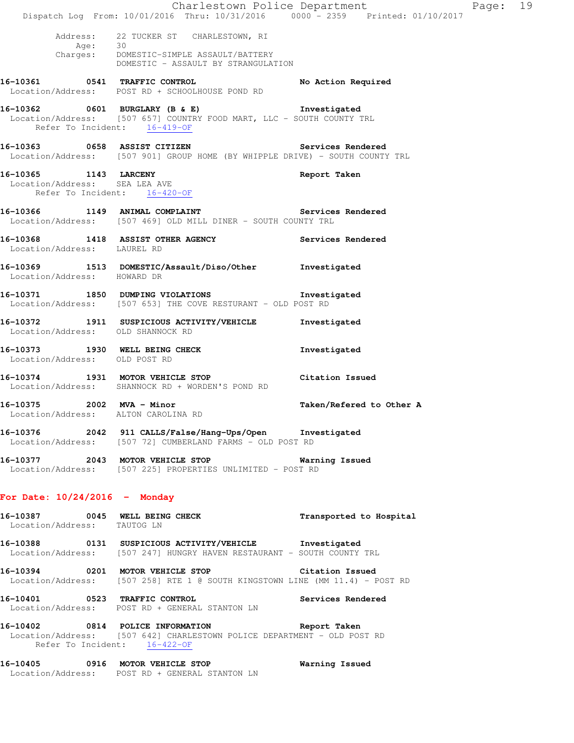Address: 22 TUCKER ST CHARLESTOWN, RI
Age: 30
Charges: DOMESTIC-SIMPLE ASSAULT/BATTERY
DOMESTIC - ASSAULT BY STRANGULATION

**16-10361 0541 TRAFFIC CONTROL** — No Action Required
Location/Address: POST RD + SCHOOLHOUSE POND RD

**16-10362 0601 BURGLARY (B & E)** — Investigated
Location/Address: [507 657] COUNTRY FOOD MART, LLC - SOUTH COUNTY TRL
Refer To Incident: 16-419-OF

**16-10363 0658 ASSIST CITIZEN** — Services Rendered
Location/Address: [507 901] GROUP HOME (BY WHIPPLE DRIVE) - SOUTH COUNTY TRL

**16-10365 1143 LARCENY** — Report Taken
Location/Address: SEA LEA AVE
Refer To Incident: 16-420-OF

**16-10366 1149 ANIMAL COMPLAINT** — Services Rendered
Location/Address: [507 469] OLD MILL DINER - SOUTH COUNTY TRL

**16-10368 1418 ASSIST OTHER AGENCY** — Services Rendered
Location/Address: LAUREL RD

**16-10369 1513 DOMESTIC/Assault/Diso/Other** — Investigated
Location/Address: HOWARD DR

**16-10371 1850 DUMPING VIOLATIONS** — Investigated
Location/Address: [507 653] THE COVE RESTURANT - OLD POST RD

**16-10372 1911 SUSPICIOUS ACTIVITY/VEHICLE** — Investigated
Location/Address: OLD SHANNOCK RD

**16-10373 1930 WELL BEING CHECK** — Investigated
Location/Address: OLD POST RD

**16-10374 1931 MOTOR VEHICLE STOP** — Citation Issued
Location/Address: SHANNOCK RD + WORDEN'S POND RD

**16-10375 2002 MVA - Minor** — Taken/Refered to Other A
Location/Address: ALTON CAROLINA RD

**16-10376 2042 911 CALLS/False/Hang-Ups/Open** — Investigated
Location/Address: [507 72] CUMBERLAND FARMS - OLD POST RD

**16-10377 2043 MOTOR VEHICLE STOP** — Warning Issued
Location/Address: [507 225] PROPERTIES UNLIMITED - POST RD

## For Date: 10/24/2016 - Monday

**16-10387 0045 WELL BEING CHECK** — Transported to Hospital
Location/Address: TAUTOG LN

**16-10388 0131 SUSPICIOUS ACTIVITY/VEHICLE** — Investigated
Location/Address: [507 247] HUNGRY HAVEN RESTAURANT - SOUTH COUNTY TRL

**16-10394 0201 MOTOR VEHICLE STOP** — Citation Issued
Location/Address: [507 258] RTE 1 @ SOUTH KINGSTOWN LINE (MM 11.4) - POST RD

**16-10401 0523 TRAFFIC CONTROL** — Services Rendered
Location/Address: POST RD + GENERAL STANTON LN

**16-10402 0814 POLICE INFORMATION** — Report Taken
Location/Address: [507 642] CHARLESTOWN POLICE DEPARTMENT - OLD POST RD
Refer To Incident: 16-422-OF

**16-10405 0916 MOTOR VEHICLE STOP** — Warning Issued
Location/Address: POST RD + GENERAL STANTON LN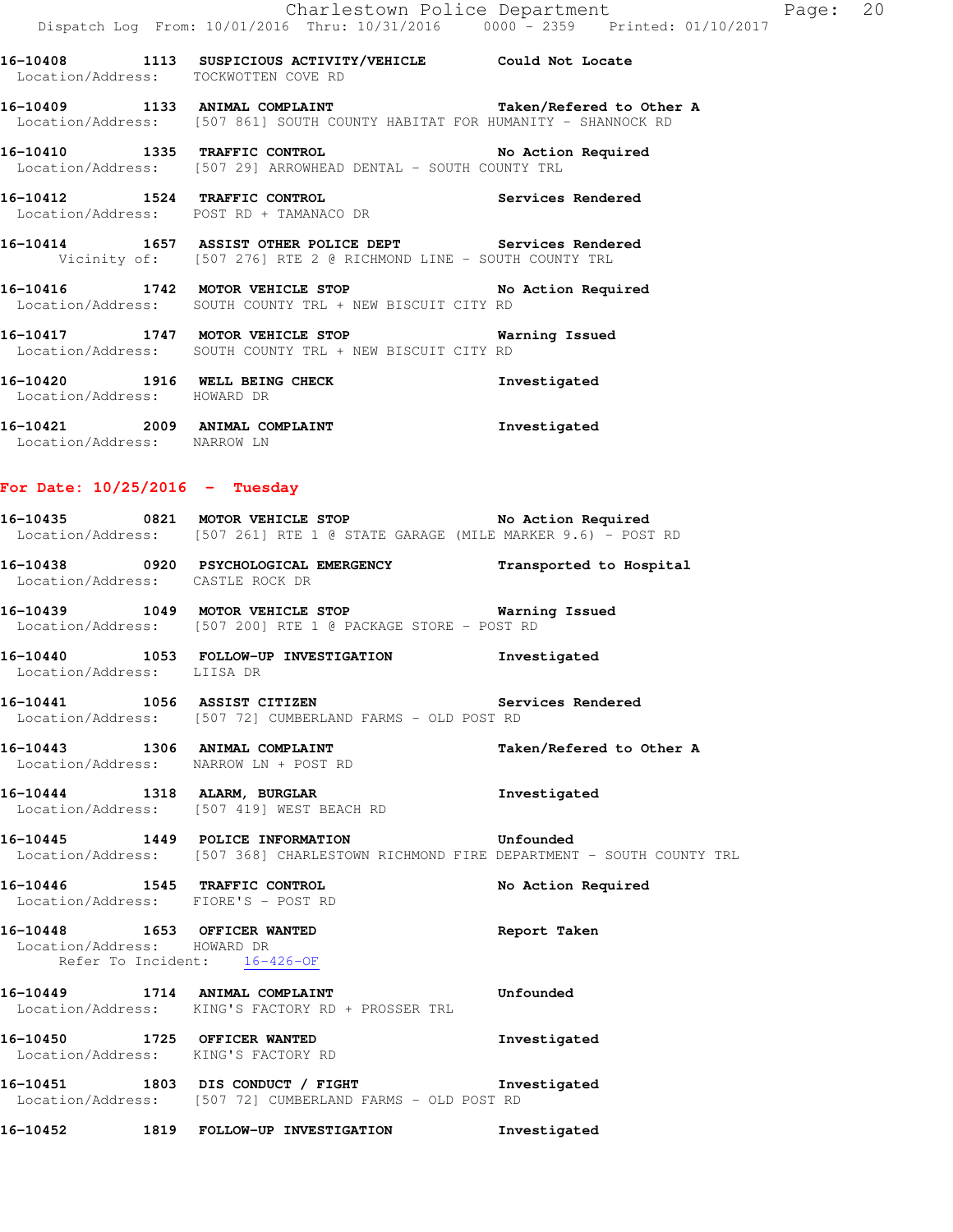16-10408 1113 **SUSPICIOUS ACTIVITY/VEHICLE** **Could Not Locate**
Location/Address: TOCKWOTTEN COVE RD

16-10409 1133 **ANIMAL COMPLAINT** **Taken/Refered to Other A**
Location/Address: [507 861] SOUTH COUNTY HABITAT FOR HUMANITY - SHANNOCK RD

16-10410 1335 **TRAFFIC CONTROL** **No Action Required**
Location/Address: [507 29] ARROWHEAD DENTAL - SOUTH COUNTY TRL

16-10412 1524 **TRAFFIC CONTROL** **Services Rendered**
Location/Address: POST RD + TAMANACO DR

16-10414 1657 **ASSIST OTHER POLICE DEPT** **Services Rendered**
Vicinity of: [507 276] RTE 2 @ RICHMOND LINE - SOUTH COUNTY TRL

16-10416 1742 **MOTOR VEHICLE STOP** **No Action Required**
Location/Address: SOUTH COUNTY TRL + NEW BISCUIT CITY RD

16-10417 1747 **MOTOR VEHICLE STOP** **Warning Issued**
Location/Address: SOUTH COUNTY TRL + NEW BISCUIT CITY RD

16-10420 1916 **WELL BEING CHECK** **Investigated**
Location/Address: HOWARD DR

16-10421 2009 **ANIMAL COMPLAINT** **Investigated**
Location/Address: NARROW LN

**For Date: 10/25/2016 - Tuesday**

16-10435 0821 **MOTOR VEHICLE STOP** **No Action Required**
Location/Address: [507 261] RTE 1 @ STATE GARAGE (MILE MARKER 9.6) - POST RD

16-10438 0920 **PSYCHOLOGICAL EMERGENCY** **Transported to Hospital**
Location/Address: CASTLE ROCK DR

16-10439 1049 **MOTOR VEHICLE STOP** **Warning Issued**
Location/Address: [507 200] RTE 1 @ PACKAGE STORE - POST RD

16-10440 1053 **FOLLOW-UP INVESTIGATION** **Investigated**
Location/Address: LIISA DR

16-10441 1056 **ASSIST CITIZEN** **Services Rendered**
Location/Address: [507 72] CUMBERLAND FARMS - OLD POST RD

16-10443 1306 **ANIMAL COMPLAINT** **Taken/Refered to Other A**
Location/Address: NARROW LN + POST RD

16-10444 1318 **ALARM, BURGLAR** **Investigated**
Location/Address: [507 419] WEST BEACH RD

16-10445 1449 **POLICE INFORMATION** **Unfounded**
Location/Address: [507 368] CHARLESTOWN RICHMOND FIRE DEPARTMENT - SOUTH COUNTY TRL

16-10446 1545 **TRAFFIC CONTROL** **No Action Required**
Location/Address: FIORE'S - POST RD

16-10448 1653 **OFFICER WANTED** **Report Taken**
Location/Address: HOWARD DR
Refer To Incident: 16-426-OF

16-10449 1714 **ANIMAL COMPLAINT** **Unfounded**
Location/Address: KING'S FACTORY RD + PROSSER TRL

16-10450 1725 **OFFICER WANTED** **Investigated**
Location/Address: KING'S FACTORY RD

16-10451 1803 **DIS CONDUCT / FIGHT** **Investigated**
Location/Address: [507 72] CUMBERLAND FARMS - OLD POST RD

16-10452 1819 **FOLLOW-UP INVESTIGATION** **Investigated**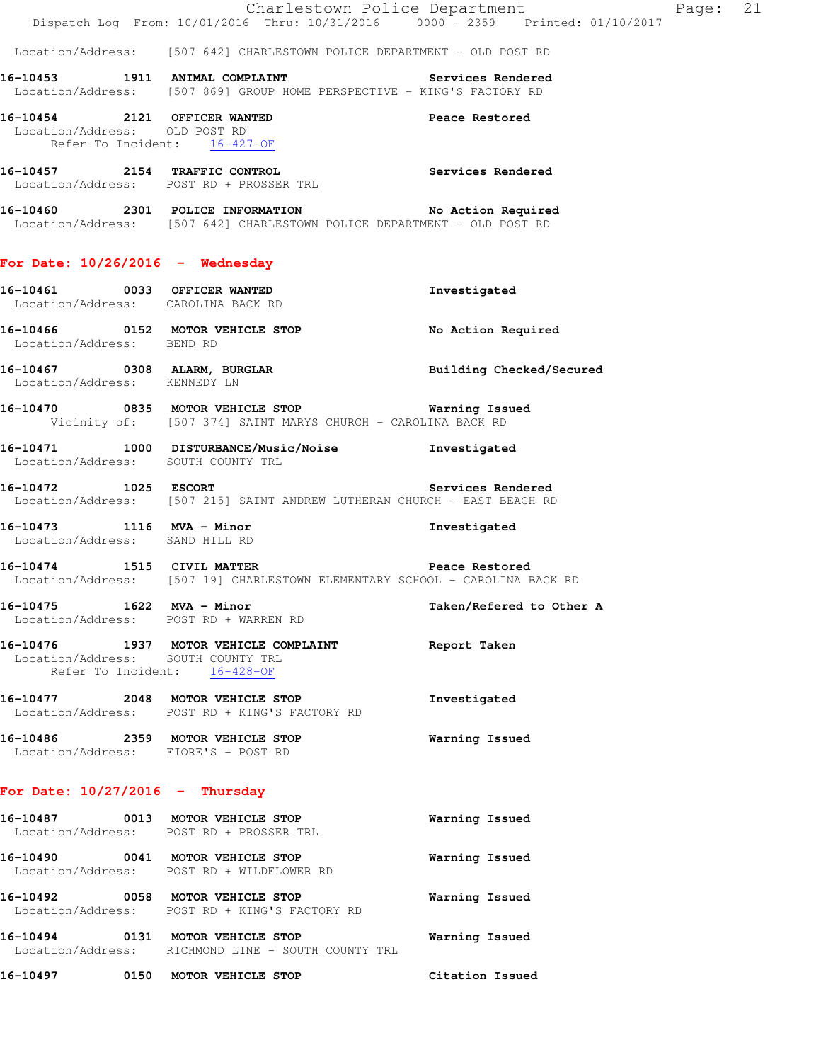Location/Address: [507 642] CHARLESTOWN POLICE DEPARTMENT - OLD POST RD

**16-10453 1911 ANIMAL COMPLAINT** Services Rendered
Location/Address: [507 869] GROUP HOME PERSPECTIVE - KING'S FACTORY RD

**16-10454 2121 OFFICER WANTED** Peace Restored
Location/Address: OLD POST RD
Refer To Incident: 16-427-OF

**16-10457 2154 TRAFFIC CONTROL** Services Rendered
Location/Address: POST RD + PROSSER TRL

**16-10460 2301 POLICE INFORMATION** No Action Required
Location/Address: [507 642] CHARLESTOWN POLICE DEPARTMENT - OLD POST RD

## For Date: 10/26/2016 - Wednesday

**16-10461 0033 OFFICER WANTED** Investigated
Location/Address: CAROLINA BACK RD

**16-10466 0152 MOTOR VEHICLE STOP** No Action Required
Location/Address: BEND RD

**16-10467 0308 ALARM, BURGLAR** Building Checked/Secured
Location/Address: KENNEDY LN

**16-10470 0835 MOTOR VEHICLE STOP** Warning Issued
Vicinity of: [507 374] SAINT MARYS CHURCH - CAROLINA BACK RD

**16-10471 1000 DISTURBANCE/Music/Noise** Investigated
Location/Address: SOUTH COUNTY TRL

**16-10472 1025 ESCORT** Services Rendered
Location/Address: [507 215] SAINT ANDREW LUTHERAN CHURCH - EAST BEACH RD

**16-10473 1116 MVA - Minor** Investigated
Location/Address: SAND HILL RD

**16-10474 1515 CIVIL MATTER** Peace Restored
Location/Address: [507 19] CHARLESTOWN ELEMENTARY SCHOOL - CAROLINA BACK RD

**16-10475 1622 MVA - Minor** Taken/Refered to Other A
Location/Address: POST RD + WARREN RD

**16-10476 1937 MOTOR VEHICLE COMPLAINT** Report Taken
Location/Address: SOUTH COUNTY TRL
Refer To Incident: 16-428-OF

**16-10477 2048 MOTOR VEHICLE STOP** Investigated
Location/Address: POST RD + KING'S FACTORY RD

**16-10486 2359 MOTOR VEHICLE STOP** Warning Issued
Location/Address: FIORE'S - POST RD

## For Date: 10/27/2016 - Thursday

**16-10487 0013 MOTOR VEHICLE STOP** Warning Issued
Location/Address: POST RD + PROSSER TRL

**16-10490 0041 MOTOR VEHICLE STOP** Warning Issued
Location/Address: POST RD + WILDFLOWER RD

**16-10492 0058 MOTOR VEHICLE STOP** Warning Issued
Location/Address: POST RD + KING'S FACTORY RD

**16-10494 0131 MOTOR VEHICLE STOP** Warning Issued
Location/Address: RICHMOND LINE - SOUTH COUNTY TRL

**16-10497 0150 MOTOR VEHICLE STOP** Citation Issued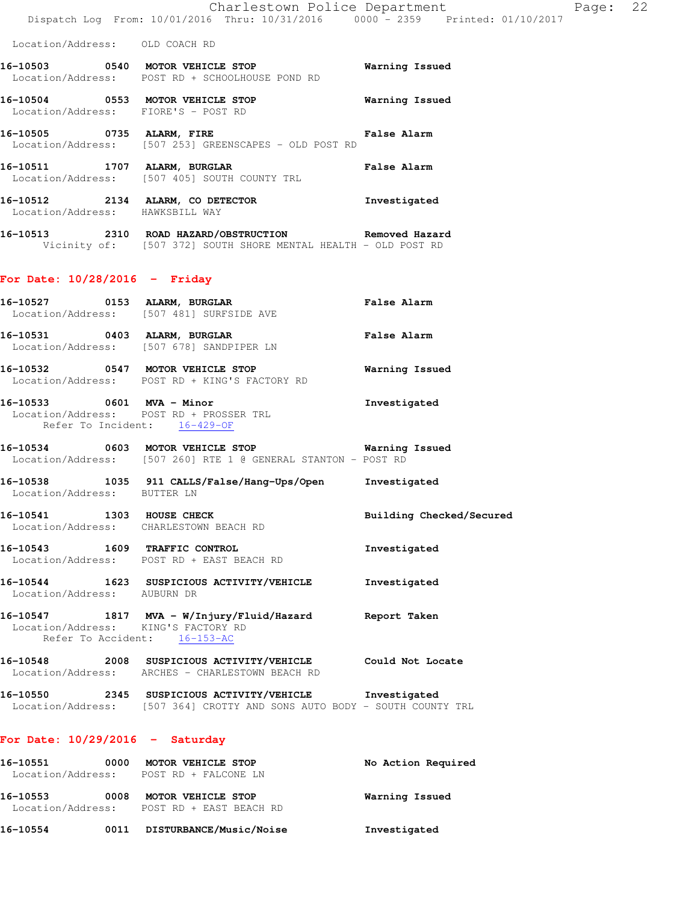Location/Address: OLD COACH RD

**16-10503** 0540 **MOTOR VEHICLE STOP** **Warning Issued**
Location/Address: POST RD + SCHOOLHOUSE POND RD

**16-10504** 0553 **MOTOR VEHICLE STOP** **Warning Issued**
Location/Address: FIORE'S - POST RD

**16-10505** 0735 **ALARM, FIRE** **False Alarm**
Location/Address: [507 253] GREENSCAPES - OLD POST RD

**16-10511** 1707 **ALARM, BURGLAR** **False Alarm**
Location/Address: [507 405] SOUTH COUNTY TRL

**16-10512** 2134 **ALARM, CO DETECTOR** **Investigated**
Location/Address: HAWKSBILL WAY

**16-10513** 2310 **ROAD HAZARD/OBSTRUCTION** **Removed Hazard**
Vicinity of: [507 372] SOUTH SHORE MENTAL HEALTH - OLD POST RD

## For Date: 10/28/2016 - Friday

**16-10527** 0153 **ALARM, BURGLAR** **False Alarm**
Location/Address: [507 481] SURFSIDE AVE

**16-10531** 0403 **ALARM, BURGLAR** **False Alarm**
Location/Address: [507 678] SANDPIPER LN

**16-10532** 0547 **MOTOR VEHICLE STOP** **Warning Issued**
Location/Address: POST RD + KING'S FACTORY RD

**16-10533** 0601 **MVA - Minor** **Investigated**
Location/Address: POST RD + PROSSER TRL
Refer To Incident: 16-429-OF

**16-10534** 0603 **MOTOR VEHICLE STOP** **Warning Issued**
Location/Address: [507 260] RTE 1 @ GENERAL STANTON - POST RD

**16-10538** 1035 **911 CALLS/False/Hang-Ups/Open** **Investigated**
Location/Address: BUTTER LN

**16-10541** 1303 **HOUSE CHECK** **Building Checked/Secured**
Location/Address: CHARLESTOWN BEACH RD

**16-10543** 1609 **TRAFFIC CONTROL** **Investigated**
Location/Address: POST RD + EAST BEACH RD

**16-10544** 1623 **SUSPICIOUS ACTIVITY/VEHICLE** **Investigated**
Location/Address: AUBURN DR

**16-10547** 1817 **MVA - W/Injury/Fluid/Hazard** **Report Taken**
Location/Address: KING'S FACTORY RD
Refer To Accident: 16-153-AC

**16-10548** 2008 **SUSPICIOUS ACTIVITY/VEHICLE** **Could Not Locate**
Location/Address: ARCHES - CHARLESTOWN BEACH RD

**16-10550** 2345 **SUSPICIOUS ACTIVITY/VEHICLE** **Investigated**
Location/Address: [507 364] CROTTY AND SONS AUTO BODY - SOUTH COUNTY TRL

## For Date: 10/29/2016 - Saturday

**16-10551** 0000 **MOTOR VEHICLE STOP** **No Action Required**
Location/Address: POST RD + FALCONE LN

**16-10553** 0008 **MOTOR VEHICLE STOP** **Warning Issued**
Location/Address: POST RD + EAST BEACH RD

**16-10554** 0011 **DISTURBANCE/Music/Noise** **Investigated**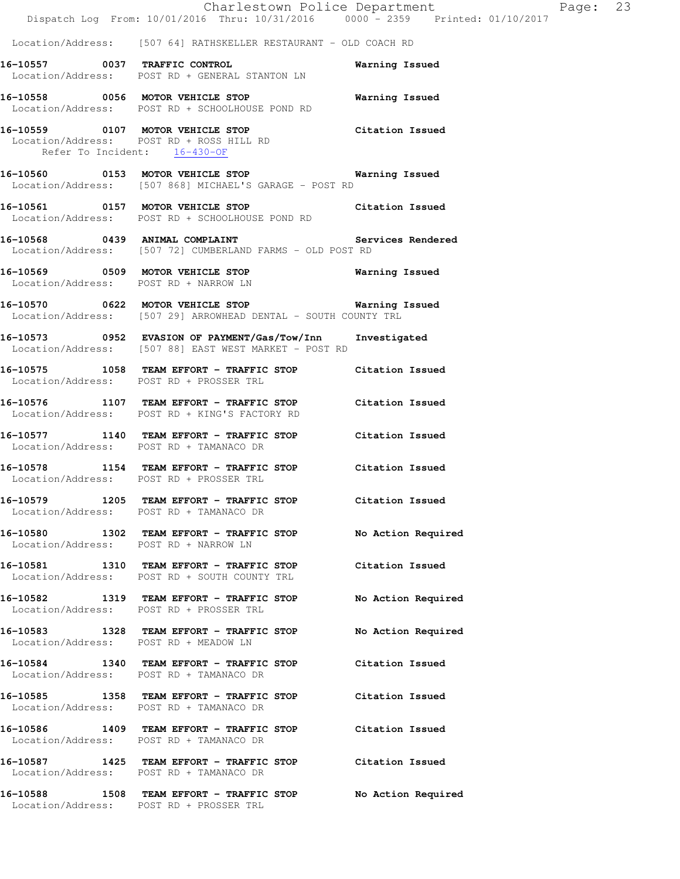Location/Address: [507 64] RATHSKELLER RESTAURANT - OLD COACH RD

**16-10557 0037 TRAFFIC CONTROL** Warning Issued
Location/Address: POST RD + GENERAL STANTON LN

**16-10558 0056 MOTOR VEHICLE STOP** Warning Issued
Location/Address: POST RD + SCHOOLHOUSE POND RD

**16-10559 0107 MOTOR VEHICLE STOP** Citation Issued
Location/Address: POST RD + ROSS HILL RD
Refer To Incident: 16-430-OF

**16-10560 0153 MOTOR VEHICLE STOP** Warning Issued
Location/Address: [507 868] MICHAEL'S GARAGE - POST RD

**16-10561 0157 MOTOR VEHICLE STOP** Citation Issued
Location/Address: POST RD + SCHOOLHOUSE POND RD

**16-10568 0439 ANIMAL COMPLAINT** Services Rendered
Location/Address: [507 72] CUMBERLAND FARMS - OLD POST RD

**16-10569 0509 MOTOR VEHICLE STOP** Warning Issued
Location/Address: POST RD + NARROW LN

**16-10570 0622 MOTOR VEHICLE STOP** Warning Issued
Location/Address: [507 29] ARROWHEAD DENTAL - SOUTH COUNTY TRL

**16-10573 0952 EVASION OF PAYMENT/Gas/Tow/Inn** Investigated
Location/Address: [507 88] EAST WEST MARKET - POST RD

**16-10575 1058 TEAM EFFORT - TRAFFIC STOP** Citation Issued
Location/Address: POST RD + PROSSER TRL

**16-10576 1107 TEAM EFFORT - TRAFFIC STOP** Citation Issued
Location/Address: POST RD + KING'S FACTORY RD

**16-10577 1140 TEAM EFFORT - TRAFFIC STOP** Citation Issued
Location/Address: POST RD + TAMANACO DR

**16-10578 1154 TEAM EFFORT - TRAFFIC STOP** Citation Issued
Location/Address: POST RD + PROSSER TRL

**16-10579 1205 TEAM EFFORT - TRAFFIC STOP** Citation Issued
Location/Address: POST RD + TAMANACO DR

**16-10580 1302 TEAM EFFORT - TRAFFIC STOP** No Action Required
Location/Address: POST RD + NARROW LN

**16-10581 1310 TEAM EFFORT - TRAFFIC STOP** Citation Issued
Location/Address: POST RD + SOUTH COUNTY TRL

**16-10582 1319 TEAM EFFORT - TRAFFIC STOP** No Action Required
Location/Address: POST RD + PROSSER TRL

**16-10583 1328 TEAM EFFORT - TRAFFIC STOP** No Action Required
Location/Address: POST RD + MEADOW LN

**16-10584 1340 TEAM EFFORT - TRAFFIC STOP** Citation Issued
Location/Address: POST RD + TAMANACO DR

**16-10585 1358 TEAM EFFORT - TRAFFIC STOP** Citation Issued
Location/Address: POST RD + TAMANACO DR

**16-10586 1409 TEAM EFFORT - TRAFFIC STOP** Citation Issued
Location/Address: POST RD + TAMANACO DR

**16-10587 1425 TEAM EFFORT - TRAFFIC STOP** Citation Issued
Location/Address: POST RD + TAMANACO DR

**16-10588 1508 TEAM EFFORT - TRAFFIC STOP** No Action Required
Location/Address: POST RD + PROSSER TRL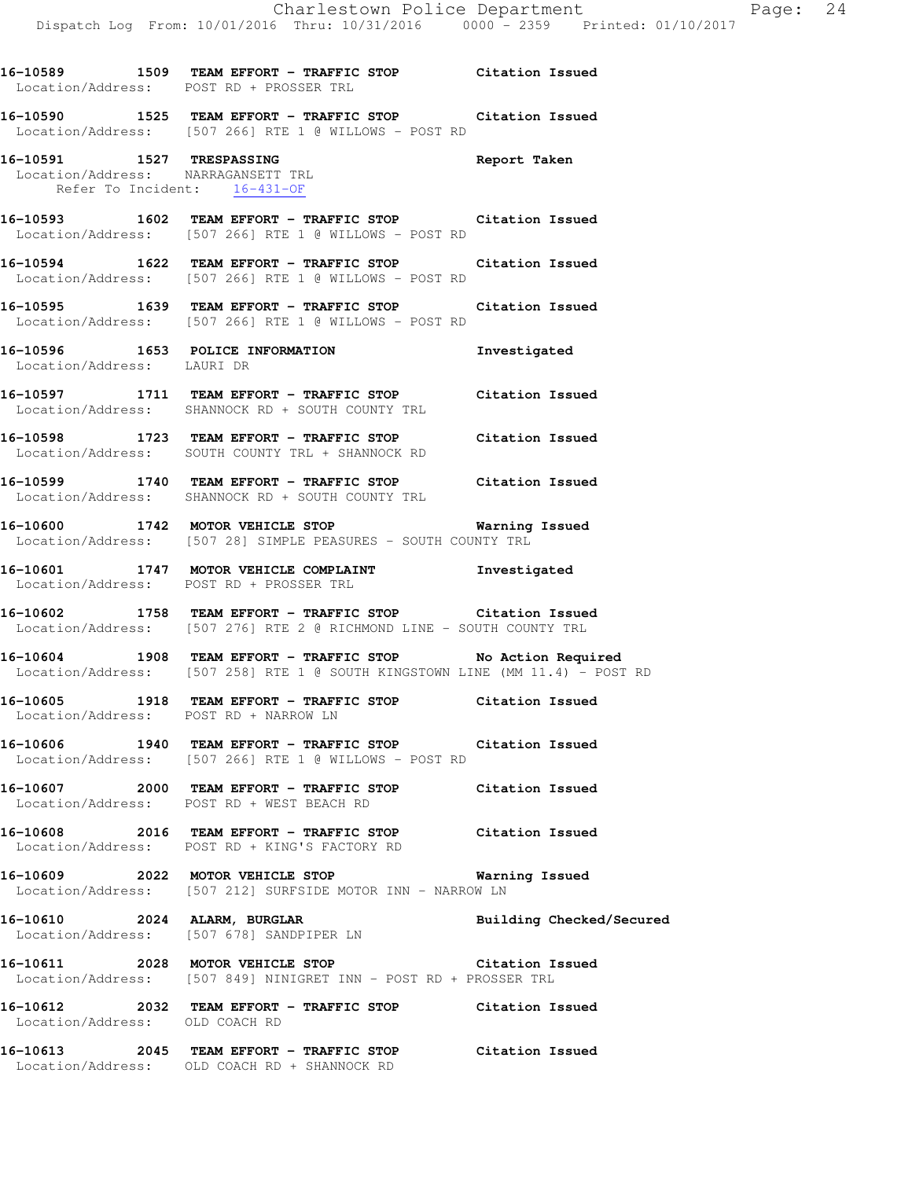16-10589 1509 **TEAM EFFORT - TRAFFIC STOP** Citation Issued
Location/Address: POST RD + PROSSER TRL

16-10590 1525 **TEAM EFFORT - TRAFFIC STOP** Citation Issued
Location/Address: [507 266] RTE 1 @ WILLOWS - POST RD

16-10591 1527 **TRESPASSING** Report Taken
Location/Address: NARRAGANSETT TRL
Refer To Incident: 16-431-OF

16-10593 1602 **TEAM EFFORT - TRAFFIC STOP** Citation Issued
Location/Address: [507 266] RTE 1 @ WILLOWS - POST RD

16-10594 1622 **TEAM EFFORT - TRAFFIC STOP** Citation Issued
Location/Address: [507 266] RTE 1 @ WILLOWS - POST RD

16-10595 1639 **TEAM EFFORT - TRAFFIC STOP** Citation Issued
Location/Address: [507 266] RTE 1 @ WILLOWS - POST RD

16-10596 1653 **POLICE INFORMATION** Investigated
Location/Address: LAURI DR

16-10597 1711 **TEAM EFFORT - TRAFFIC STOP** Citation Issued
Location/Address: SHANNOCK RD + SOUTH COUNTY TRL

16-10598 1723 **TEAM EFFORT - TRAFFIC STOP** Citation Issued
Location/Address: SOUTH COUNTY TRL + SHANNOCK RD

16-10599 1740 **TEAM EFFORT - TRAFFIC STOP** Citation Issued
Location/Address: SHANNOCK RD + SOUTH COUNTY TRL

16-10600 1742 **MOTOR VEHICLE STOP** Warning Issued
Location/Address: [507 28] SIMPLE PEASURES - SOUTH COUNTY TRL

16-10601 1747 **MOTOR VEHICLE COMPLAINT** Investigated
Location/Address: POST RD + PROSSER TRL

16-10602 1758 **TEAM EFFORT - TRAFFIC STOP** Citation Issued
Location/Address: [507 276] RTE 2 @ RICHMOND LINE - SOUTH COUNTY TRL

16-10604 1908 **TEAM EFFORT - TRAFFIC STOP** No Action Required
Location/Address: [507 258] RTE 1 @ SOUTH KINGSTOWN LINE (MM 11.4) - POST RD

16-10605 1918 **TEAM EFFORT - TRAFFIC STOP** Citation Issued
Location/Address: POST RD + NARROW LN

16-10606 1940 **TEAM EFFORT - TRAFFIC STOP** Citation Issued
Location/Address: [507 266] RTE 1 @ WILLOWS - POST RD

16-10607 2000 **TEAM EFFORT - TRAFFIC STOP** Citation Issued
Location/Address: POST RD + WEST BEACH RD

16-10608 2016 **TEAM EFFORT - TRAFFIC STOP** Citation Issued
Location/Address: POST RD + KING'S FACTORY RD

16-10609 2022 **MOTOR VEHICLE STOP** Warning Issued
Location/Address: [507 212] SURFSIDE MOTOR INN - NARROW LN

16-10610 2024 **ALARM, BURGLAR** Building Checked/Secured
Location/Address: [507 678] SANDPIPER LN

16-10611 2028 **MOTOR VEHICLE STOP** Citation Issued
Location/Address: [507 849] NINIGRET INN - POST RD + PROSSER TRL

16-10612 2032 **TEAM EFFORT - TRAFFIC STOP** Citation Issued
Location/Address: OLD COACH RD

16-10613 2045 **TEAM EFFORT - TRAFFIC STOP** Citation Issued
Location/Address: OLD COACH RD + SHANNOCK RD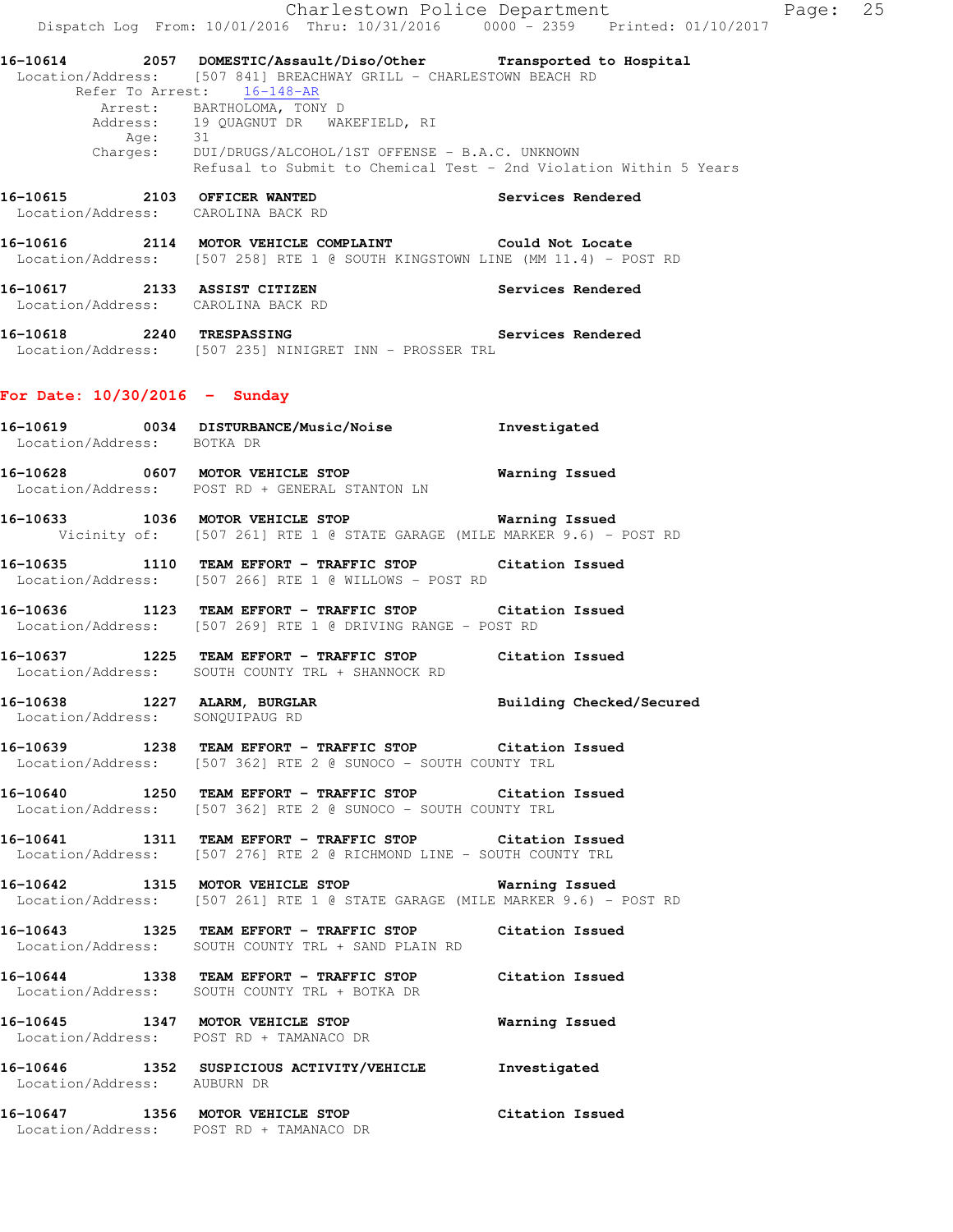16-10614 2057 DOMESTIC/Assault/Diso/Other Transported to Hospital
Location/Address: [507 841] BREACHWAY GRILL - CHARLESTOWN BEACH RD
Refer To Arrest: 16-148-AR
Arrest: BARTHOLOMA, TONY D
Address: 19 QUAGNUT DR WAKEFIELD, RI
Age: 31
Charges: DUI/DRUGS/ALCOHOL/1ST OFFENSE - B.A.C. UNKNOWN
Refusal to Submit to Chemical Test - 2nd Violation Within 5 Years

16-10615 2103 OFFICER WANTED Services Rendered
Location/Address: CAROLINA BACK RD

16-10616 2114 MOTOR VEHICLE COMPLAINT Could Not Locate
Location/Address: [507 258] RTE 1 @ SOUTH KINGSTOWN LINE (MM 11.4) - POST RD

16-10617 2133 ASSIST CITIZEN Services Rendered
Location/Address: CAROLINA BACK RD

16-10618 2240 TRESPASSING Services Rendered
Location/Address: [507 235] NINIGRET INN - PROSSER TRL

**For Date: 10/30/2016 - Sunday**

16-10619 0034 DISTURBANCE/Music/Noise Investigated
Location/Address: BOTKA DR

16-10628 0607 MOTOR VEHICLE STOP Warning Issued
Location/Address: POST RD + GENERAL STANTON LN

16-10633 1036 MOTOR VEHICLE STOP Warning Issued
Vicinity of: [507 261] RTE 1 @ STATE GARAGE (MILE MARKER 9.6) - POST RD

16-10635 1110 TEAM EFFORT - TRAFFIC STOP Citation Issued
Location/Address: [507 266] RTE 1 @ WILLOWS - POST RD

16-10636 1123 TEAM EFFORT - TRAFFIC STOP Citation Issued
Location/Address: [507 269] RTE 1 @ DRIVING RANGE - POST RD

16-10637 1225 TEAM EFFORT - TRAFFIC STOP Citation Issued
Location/Address: SOUTH COUNTY TRL + SHANNOCK RD

16-10638 1227 ALARM, BURGLAR Building Checked/Secured
Location/Address: SONQUIPAUG RD

16-10639 1238 TEAM EFFORT - TRAFFIC STOP Citation Issued
Location/Address: [507 362] RTE 2 @ SUNOCO - SOUTH COUNTY TRL

16-10640 1250 TEAM EFFORT - TRAFFIC STOP Citation Issued
Location/Address: [507 362] RTE 2 @ SUNOCO - SOUTH COUNTY TRL

16-10641 1311 TEAM EFFORT - TRAFFIC STOP Citation Issued
Location/Address: [507 276] RTE 2 @ RICHMOND LINE - SOUTH COUNTY TRL

16-10642 1315 MOTOR VEHICLE STOP Warning Issued
Location/Address: [507 261] RTE 1 @ STATE GARAGE (MILE MARKER 9.6) - POST RD

16-10643 1325 TEAM EFFORT - TRAFFIC STOP Citation Issued
Location/Address: SOUTH COUNTY TRL + SAND PLAIN RD

16-10644 1338 TEAM EFFORT - TRAFFIC STOP Citation Issued
Location/Address: SOUTH COUNTY TRL + BOTKA DR

16-10645 1347 MOTOR VEHICLE STOP Warning Issued
Location/Address: POST RD + TAMANACO DR

16-10646 1352 SUSPICIOUS ACTIVITY/VEHICLE Investigated
Location/Address: AUBURN DR

16-10647 1356 MOTOR VEHICLE STOP Citation Issued
Location/Address: POST RD + TAMANACO DR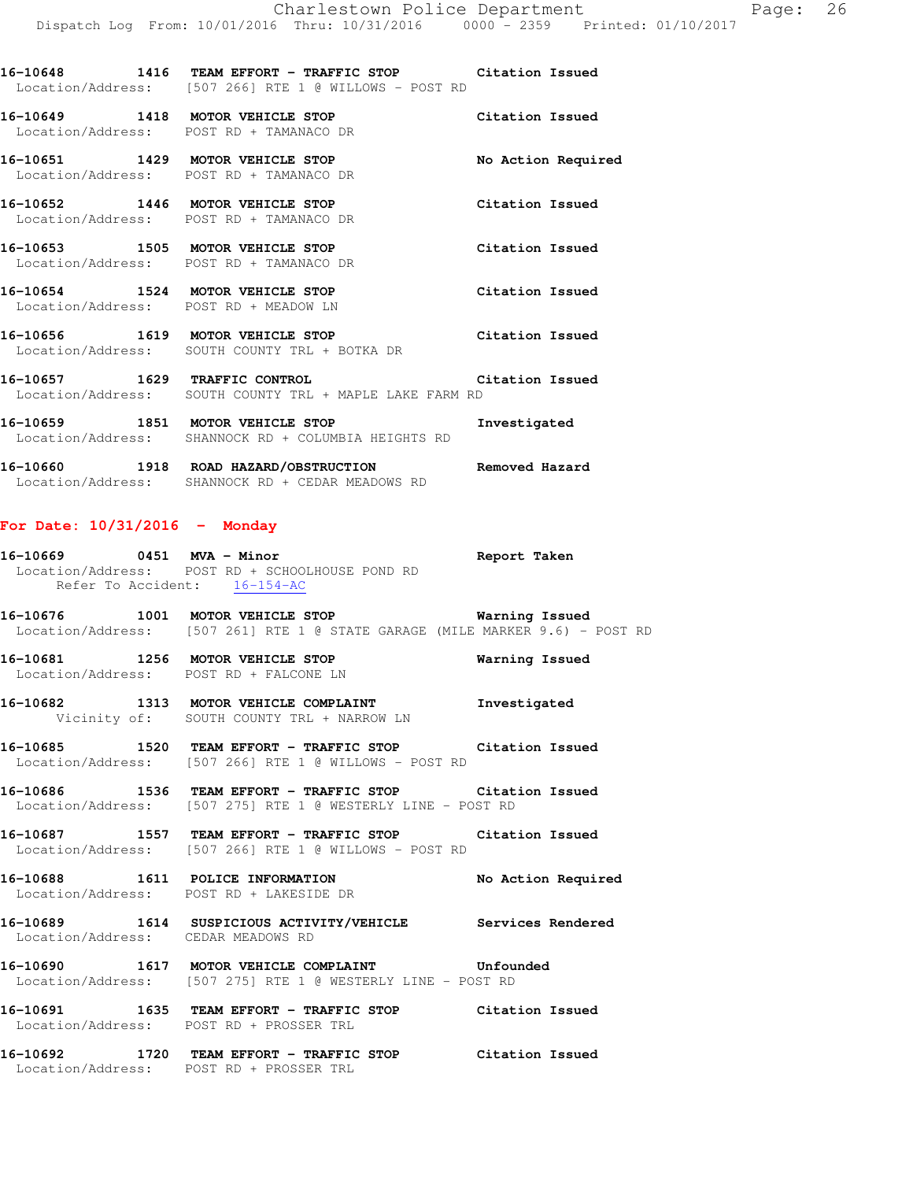**16-10648 1416 TEAM EFFORT - TRAFFIC STOP Citation Issued**
Location/Address: [507 266] RTE 1 @ WILLOWS - POST RD

**16-10649 1418 MOTOR VEHICLE STOP Citation Issued**
Location/Address: POST RD + TAMANACO DR

**16-10651 1429 MOTOR VEHICLE STOP No Action Required**
Location/Address: POST RD + TAMANACO DR

**16-10652 1446 MOTOR VEHICLE STOP Citation Issued**
Location/Address: POST RD + TAMANACO DR

**16-10653 1505 MOTOR VEHICLE STOP Citation Issued**
Location/Address: POST RD + TAMANACO DR

**16-10654 1524 MOTOR VEHICLE STOP Citation Issued**
Location/Address: POST RD + MEADOW LN

**16-10656 1619 MOTOR VEHICLE STOP Citation Issued**
Location/Address: SOUTH COUNTY TRL + BOTKA DR

**16-10657 1629 TRAFFIC CONTROL Citation Issued**
Location/Address: SOUTH COUNTY TRL + MAPLE LAKE FARM RD

**16-10659 1851 MOTOR VEHICLE STOP Investigated**
Location/Address: SHANNOCK RD + COLUMBIA HEIGHTS RD

**16-10660 1918 ROAD HAZARD/OBSTRUCTION Removed Hazard**
Location/Address: SHANNOCK RD + CEDAR MEADOWS RD

## For Date: 10/31/2016 - Monday

**16-10669 0451 MVA - Minor Report Taken**
Location/Address: POST RD + SCHOOLHOUSE POND RD
Refer To Accident: 16-154-AC

**16-10676 1001 MOTOR VEHICLE STOP Warning Issued**
Location/Address: [507 261] RTE 1 @ STATE GARAGE (MILE MARKER 9.6) - POST RD

**16-10681 1256 MOTOR VEHICLE STOP Warning Issued**
Location/Address: POST RD + FALCONE LN

**16-10682 1313 MOTOR VEHICLE COMPLAINT Investigated**
Vicinity of: SOUTH COUNTY TRL + NARROW LN

**16-10685 1520 TEAM EFFORT - TRAFFIC STOP Citation Issued**
Location/Address: [507 266] RTE 1 @ WILLOWS - POST RD

**16-10686 1536 TEAM EFFORT - TRAFFIC STOP Citation Issued**
Location/Address: [507 275] RTE 1 @ WESTERLY LINE - POST RD

**16-10687 1557 TEAM EFFORT - TRAFFIC STOP Citation Issued**
Location/Address: [507 266] RTE 1 @ WILLOWS - POST RD

**16-10688 1611 POLICE INFORMATION No Action Required**
Location/Address: POST RD + LAKESIDE DR

**16-10689 1614 SUSPICIOUS ACTIVITY/VEHICLE Services Rendered**
Location/Address: CEDAR MEADOWS RD

**16-10690 1617 MOTOR VEHICLE COMPLAINT Unfounded**
Location/Address: [507 275] RTE 1 @ WESTERLY LINE - POST RD

**16-10691 1635 TEAM EFFORT - TRAFFIC STOP Citation Issued**
Location/Address: POST RD + PROSSER TRL

**16-10692 1720 TEAM EFFORT - TRAFFIC STOP Citation Issued**
Location/Address: POST RD + PROSSER TRL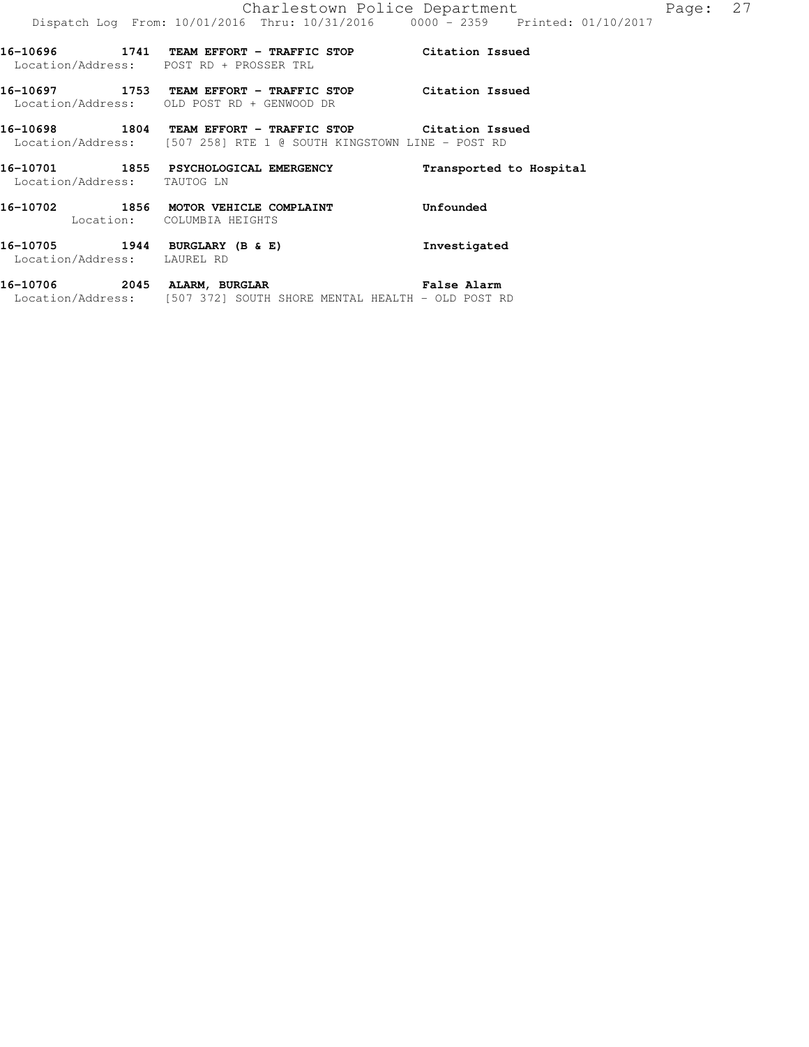**16-10696 1741 TEAM EFFORT - TRAFFIC STOP Citation Issued**
Location/Address: POST RD + PROSSER TRL

**16-10697 1753 TEAM EFFORT - TRAFFIC STOP Citation Issued**
Location/Address: OLD POST RD + GENWOOD DR

**16-10698 1804 TEAM EFFORT - TRAFFIC STOP Citation Issued**
Location/Address: [507 258] RTE 1 @ SOUTH KINGSTOWN LINE - POST RD

**16-10701 1855 PSYCHOLOGICAL EMERGENCY Transported to Hospital**
Location/Address: TAUTOG LN

**16-10702 1856 MOTOR VEHICLE COMPLAINT Unfounded**
Location: COLUMBIA HEIGHTS

**16-10705 1944 BURGLARY (B & E) Investigated**
Location/Address: LAUREL RD

**16-10706 2045 ALARM, BURGLAR False Alarm**
Location/Address: [507 372] SOUTH SHORE MENTAL HEALTH - OLD POST RD